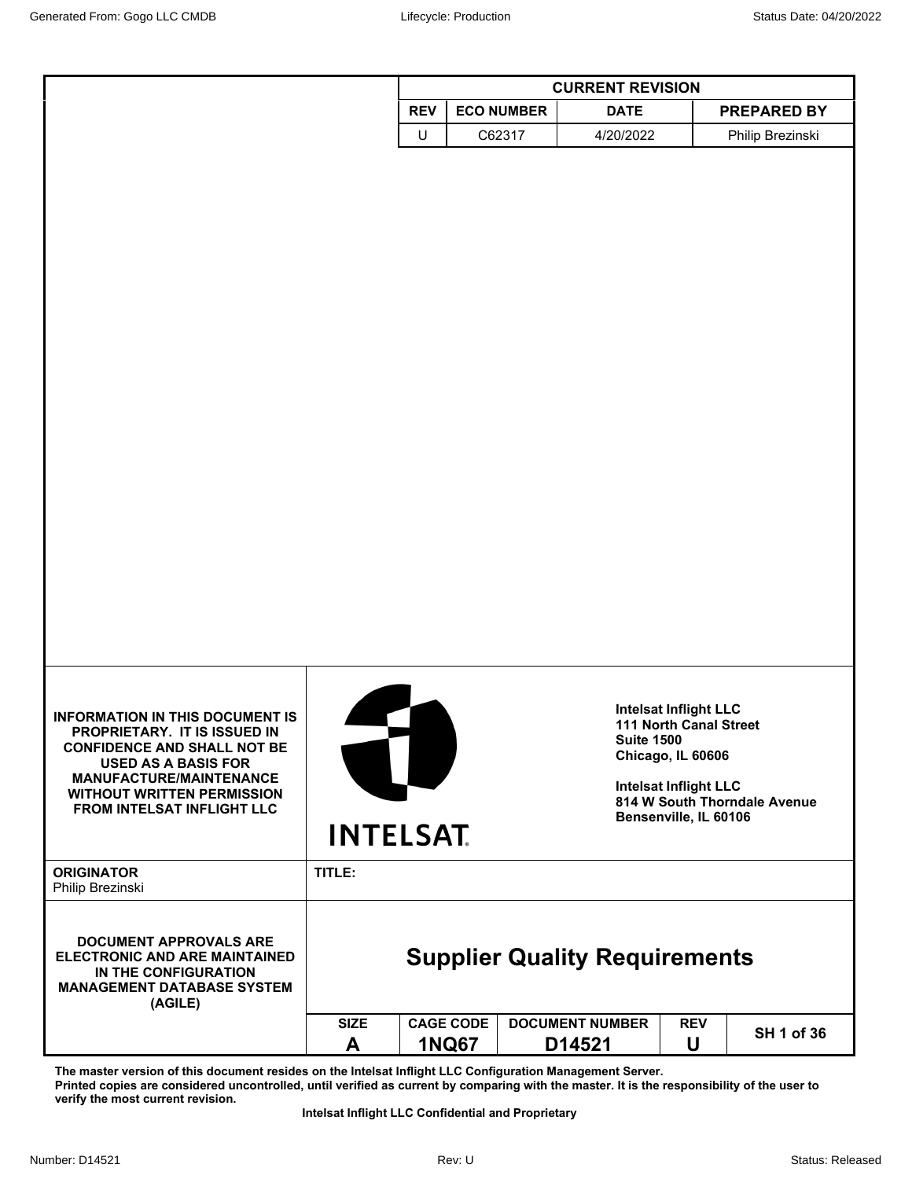| CURRENT REVISION | | | |
|---|---|---|---|
| REV | ECO NUMBER | DATE | PREPARED BY |
| U | C62317 | 4/20/2022 | Philip Brezinski |

**INFORMATION IN THIS DOCUMENT IS PROPRIETARY. IT IS ISSUED IN CONFIDENCE AND SHALL NOT BE USED AS A BASIS FOR MANUFACTURE/MAINTENANCE WITHOUT WRITTEN PERMISSION FROM INTELSAT INFLIGHT LLC**

**INTELSAT**

**Intelsat Inflight LLC**
**111 North Canal Street**
**Suite 1500**
**Chicago, IL 60606**

**Intelsat Inflight LLC**
**814 W South Thorndale Avenue**
**Bensenville, IL 60106**

**ORIGINATOR**
Philip Brezinski

**TITLE:**

# Supplier Quality Requirements

**DOCUMENT APPROVALS ARE ELECTRONIC AND ARE MAINTAINED IN THE CONFIGURATION MANAGEMENT DATABASE SYSTEM (AGILE)**

| SIZE | CAGE CODE | DOCUMENT NUMBER | REV | SH 1 of 36 |
|---|---|---|---|---|
| A | 1NQ67 | D14521 | U | |

**The master version of this document resides on the Intelsat Inflight LLC Configuration Management Server.**
**Printed copies are considered uncontrolled, until verified as current by comparing with the master. It is the responsibility of the user to verify the most current revision.**

**Intelsat Inflight LLC Confidential and Proprietary**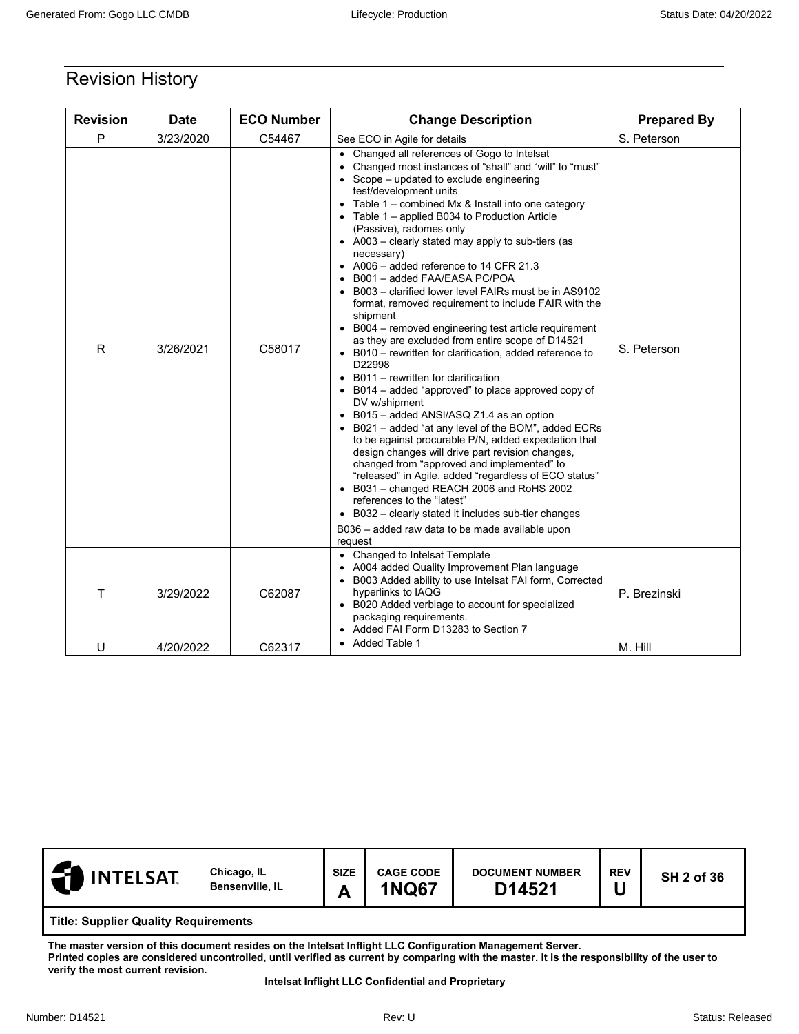# Revision History

| Revision | Date | ECO Number | Change Description | Prepared By |
|---|---|---|---|---|
| P | 3/23/2020 | C54467 | See ECO in Agile for details | S. Peterson |
| R | 3/26/2021 | C58017 | • Changed all references of Gogo to Intelsat<br>• Changed most instances of "shall" and "will" to "must"<br>• Scope – updated to exclude engineering test/development units<br>• Table 1 – combined Mx & Install into one category<br>• Table 1 – applied B034 to Production Article (Passive), radomes only<br>• A003 – clearly stated may apply to sub-tiers (as necessary)<br>• A006 – added reference to 14 CFR 21.3<br>• B001 – added FAA/EASA PC/POA<br>• B003 – clarified lower level FAIRs must be in AS9102 format, removed requirement to include FAIR with the shipment<br>• B004 – removed engineering test article requirement as they are excluded from entire scope of D14521<br>• B010 – rewritten for clarification, added reference to D22998<br>• B011 – rewritten for clarification<br>• B014 – added "approved" to place approved copy of DV w/shipment<br>• B015 – added ANSI/ASQ Z1.4 as an option<br>• B021 – added "at any level of the BOM", added ECRs to be against procurable P/N, added expectation that design changes will drive part revision changes, changed from "approved and implemented" to "released" in Agile, added "regardless of ECO status"<br>• B031 – changed REACH 2006 and RoHS 2002 references to the "latest"<br>• B032 – clearly stated it includes sub-tier changes<br>B036 – added raw data to be made available upon request | S. Peterson |
| T | 3/29/2022 | C62087 | • Changed to Intelsat Template<br>• A004 added Quality Improvement Plan language<br>• B003 Added ability to use Intelsat FAI form, Corrected hyperlinks to IAQG<br>• B020 Added verbiage to account for specialized packaging requirements.<br>• Added FAI Form D13283 to Section 7 | P. Brezinski |
| U | 4/20/2022 | C62317 | • Added Table 1 | M. Hill |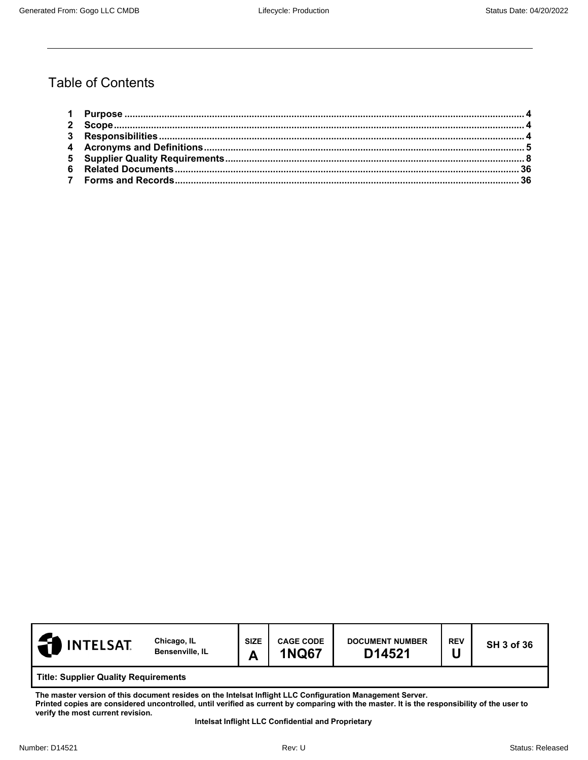# Table of Contents

1 **Purpose** .......... 4
2 **Scope** .......... 4
3 **Responsibilities** .......... 4
4 **Acronyms and Definitions** .......... 5
5 **Supplier Quality Requirements** .......... 8
6 **Related Documents** .......... 36
7 **Forms and Records** .......... 36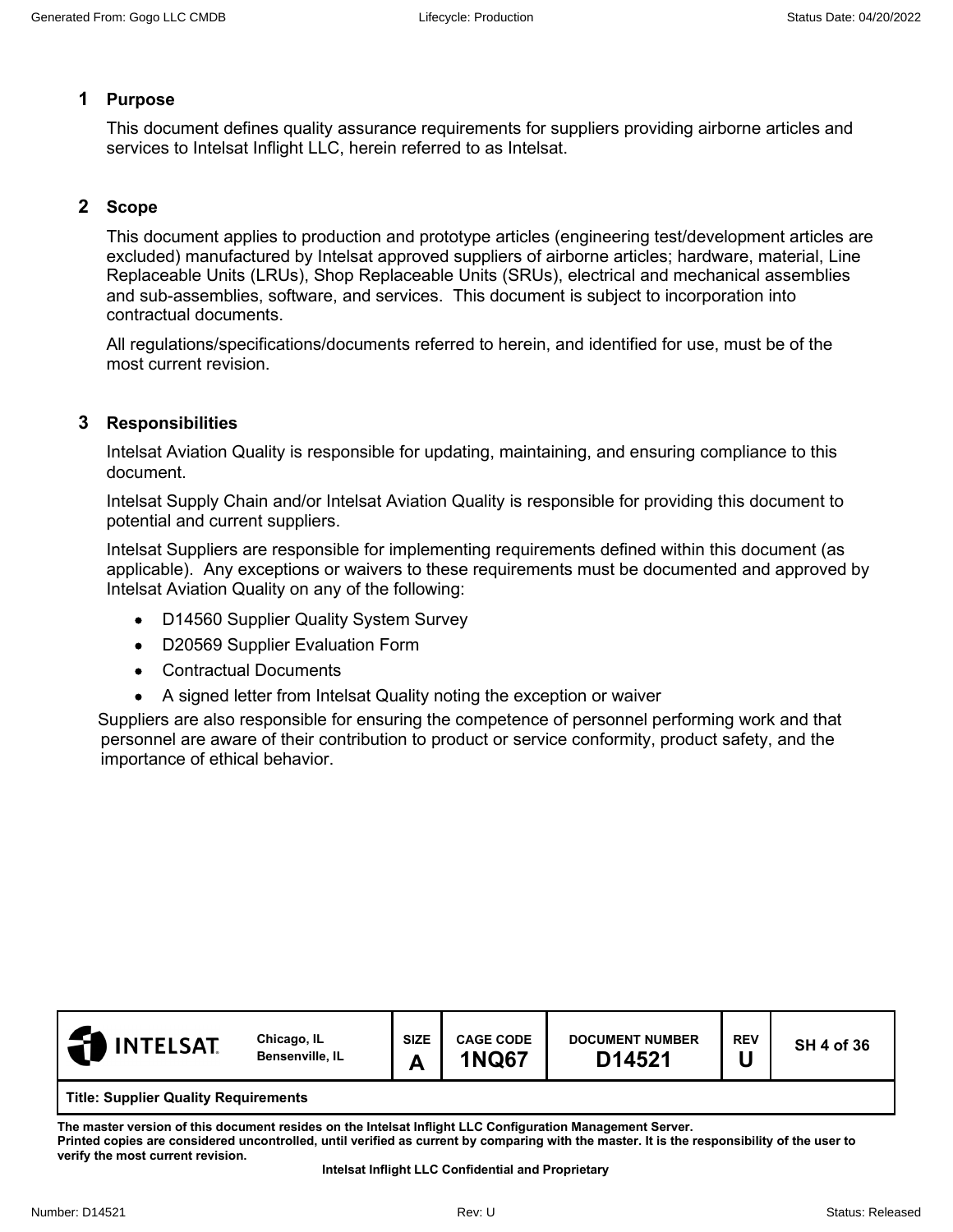## 1 Purpose

This document defines quality assurance requirements for suppliers providing airborne articles and services to Intelsat Inflight LLC, herein referred to as Intelsat.

## 2 Scope

This document applies to production and prototype articles (engineering test/development articles are excluded) manufactured by Intelsat approved suppliers of airborne articles; hardware, material, Line Replaceable Units (LRUs), Shop Replaceable Units (SRUs), electrical and mechanical assemblies and sub-assemblies, software, and services. This document is subject to incorporation into contractual documents.

All regulations/specifications/documents referred to herein, and identified for use, must be of the most current revision.

## 3 Responsibilities

Intelsat Aviation Quality is responsible for updating, maintaining, and ensuring compliance to this document.

Intelsat Supply Chain and/or Intelsat Aviation Quality is responsible for providing this document to potential and current suppliers.

Intelsat Suppliers are responsible for implementing requirements defined within this document (as applicable). Any exceptions or waivers to these requirements must be documented and approved by Intelsat Aviation Quality on any of the following:

- D14560 Supplier Quality System Survey
- D20569 Supplier Evaluation Form
- Contractual Documents
- A signed letter from Intelsat Quality noting the exception or waiver

Suppliers are also responsible for ensuring the competence of personnel performing work and that personnel are aware of their contribution to product or service conformity, product safety, and the importance of ethical behavior.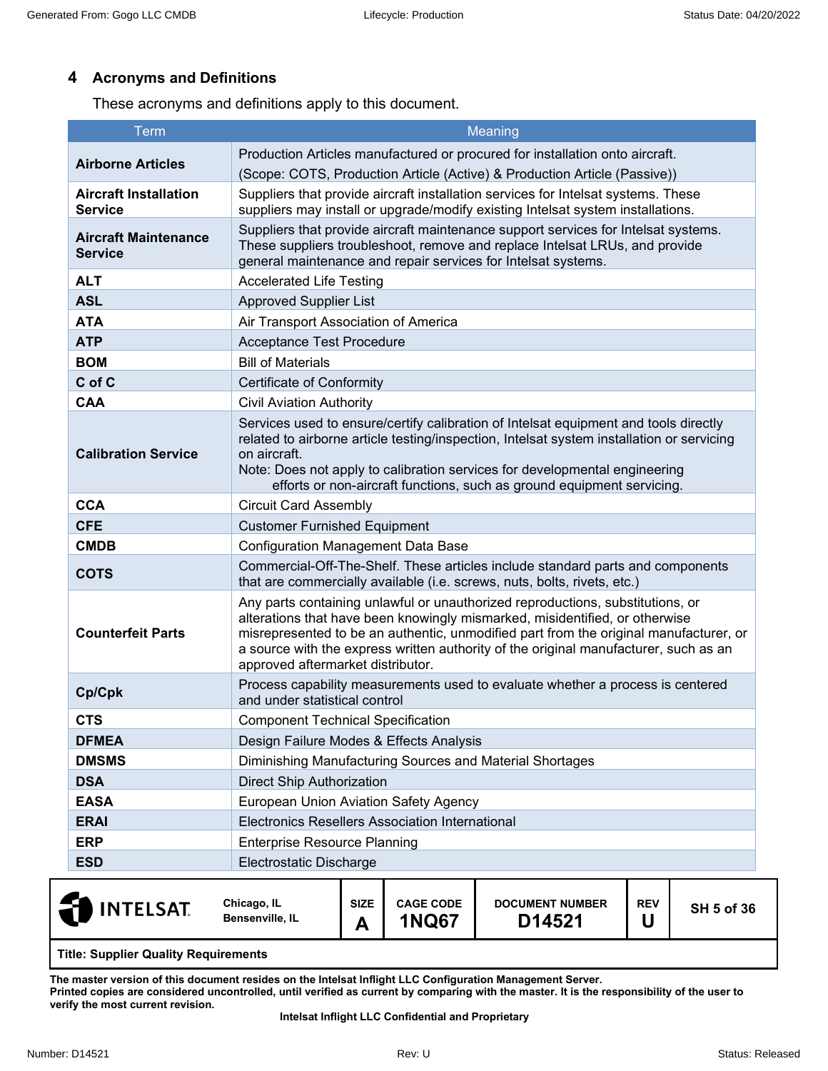## 4 Acronyms and Definitions

These acronyms and definitions apply to this document.

| Term | Meaning |
|---|---|
| **Airborne Articles** | Production Articles manufactured or procured for installation onto aircraft. (Scope: COTS, Production Article (Active) & Production Article (Passive)) |
| **Aircraft Installation Service** | Suppliers that provide aircraft installation services for Intelsat systems. These suppliers may install or upgrade/modify existing Intelsat system installations. |
| **Aircraft Maintenance Service** | Suppliers that provide aircraft maintenance support services for Intelsat systems. These suppliers troubleshoot, remove and replace Intelsat LRUs, and provide general maintenance and repair services for Intelsat systems. |
| **ALT** | Accelerated Life Testing |
| **ASL** | Approved Supplier List |
| **ATA** | Air Transport Association of America |
| **ATP** | Acceptance Test Procedure |
| **BOM** | Bill of Materials |
| **C of C** | Certificate of Conformity |
| **CAA** | Civil Aviation Authority |
| **Calibration Service** | Services used to ensure/certify calibration of Intelsat equipment and tools directly related to airborne article testing/inspection, Intelsat system installation or servicing on aircraft. Note: Does not apply to calibration services for developmental engineering efforts or non-aircraft functions, such as ground equipment servicing. |
| **CCA** | Circuit Card Assembly |
| **CFE** | Customer Furnished Equipment |
| **CMDB** | Configuration Management Data Base |
| **COTS** | Commercial-Off-The-Shelf. These articles include standard parts and components that are commercially available (i.e. screws, nuts, bolts, rivets, etc.) |
| **Counterfeit Parts** | Any parts containing unlawful or unauthorized reproductions, substitutions, or alterations that have been knowingly mismarked, misidentified, or otherwise misrepresented to be an authentic, unmodified part from the original manufacturer, or a source with the express written authority of the original manufacturer, such as an approved aftermarket distributor. |
| **Cp/Cpk** | Process capability measurements used to evaluate whether a process is centered and under statistical control |
| **CTS** | Component Technical Specification |
| **DFMEA** | Design Failure Modes & Effects Analysis |
| **DMSMS** | Diminishing Manufacturing Sources and Material Shortages |
| **DSA** | Direct Ship Authorization |
| **EASA** | European Union Aviation Safety Agency |
| **ERAI** | Electronics Resellers Association International |
| **ERP** | Enterprise Resource Planning |
| **ESD** | Electrostatic Discharge |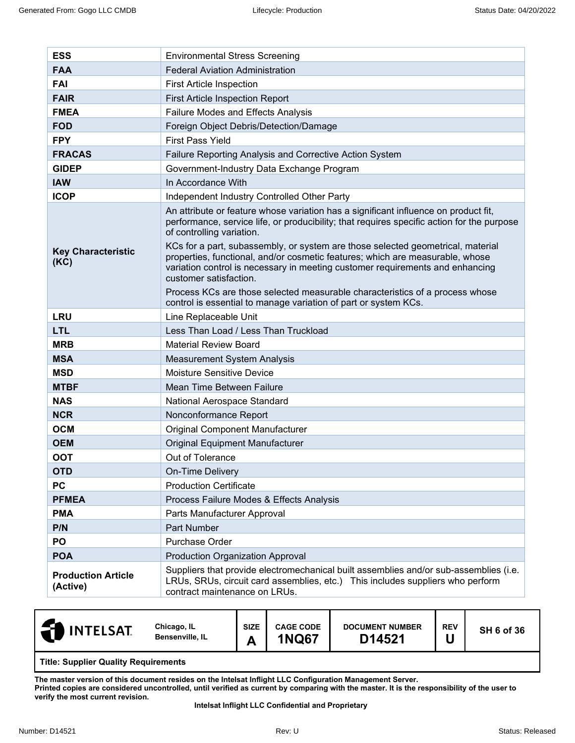| | |
|---|---|
| **ESS** | Environmental Stress Screening |
| **FAA** | Federal Aviation Administration |
| **FAI** | First Article Inspection |
| **FAIR** | First Article Inspection Report |
| **FMEA** | Failure Modes and Effects Analysis |
| **FOD** | Foreign Object Debris/Detection/Damage |
| **FPY** | First Pass Yield |
| **FRACAS** | Failure Reporting Analysis and Corrective Action System |
| **GIDEP** | Government-Industry Data Exchange Program |
| **IAW** | In Accordance With |
| **ICOP** | Independent Industry Controlled Other Party |
| **Key Characteristic (KC)** | An attribute or feature whose variation has a significant influence on product fit, performance, service life, or producibility; that requires specific action for the purpose of controlling variation.<br><br>KCs for a part, subassembly, or system are those selected geometrical, material properties, functional, and/or cosmetic features; which are measurable, whose variation control is necessary in meeting customer requirements and enhancing customer satisfaction.<br><br>Process KCs are those selected measurable characteristics of a process whose control is essential to manage variation of part or system KCs. |
| **LRU** | Line Replaceable Unit |
| **LTL** | Less Than Load / Less Than Truckload |
| **MRB** | Material Review Board |
| **MSA** | Measurement System Analysis |
| **MSD** | Moisture Sensitive Device |
| **MTBF** | Mean Time Between Failure |
| **NAS** | National Aerospace Standard |
| **NCR** | Nonconformance Report |
| **OCM** | Original Component Manufacturer |
| **OEM** | Original Equipment Manufacturer |
| **OOT** | Out of Tolerance |
| **OTD** | On-Time Delivery |
| **PC** | Production Certificate |
| **PFMEA** | Process Failure Modes & Effects Analysis |
| **PMA** | Parts Manufacturer Approval |
| **P/N** | Part Number |
| **PO** | Purchase Order |
| **POA** | Production Organization Approval |
| **Production Article (Active)** | Suppliers that provide electromechanical built assemblies and/or sub-assemblies (i.e. LRUs, SRUs, circuit card assemblies, etc.) This includes suppliers who perform contract maintenance on LRUs. |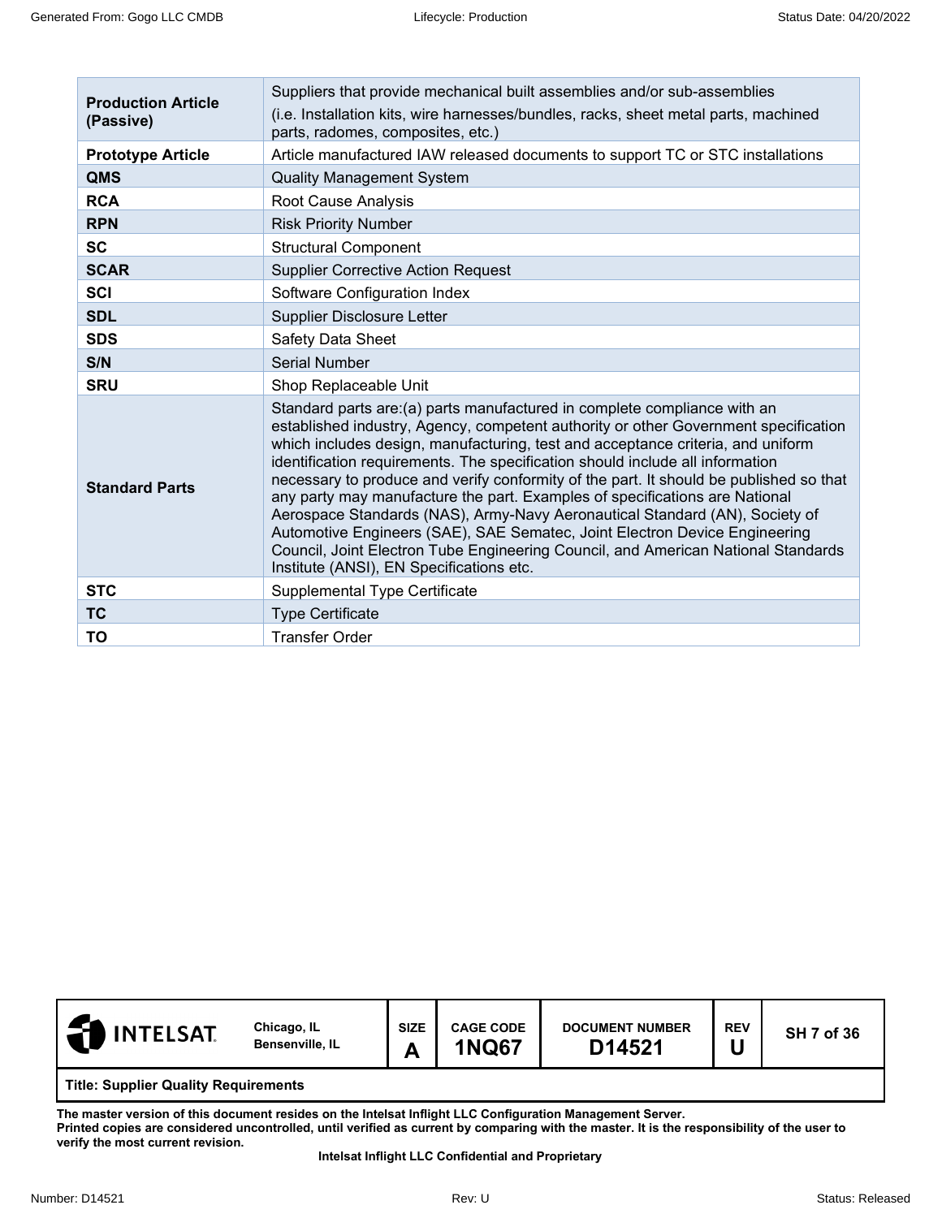| | |
|---|---|
| **Production Article (Passive)** | Suppliers that provide mechanical built assemblies and/or sub-assemblies (i.e. Installation kits, wire harnesses/bundles, racks, sheet metal parts, machined parts, radomes, composites, etc.) |
| **Prototype Article** | Article manufactured IAW released documents to support TC or STC installations |
| **QMS** | Quality Management System |
| **RCA** | Root Cause Analysis |
| **RPN** | Risk Priority Number |
| **SC** | Structural Component |
| **SCAR** | Supplier Corrective Action Request |
| **SCI** | Software Configuration Index |
| **SDL** | Supplier Disclosure Letter |
| **SDS** | Safety Data Sheet |
| **S/N** | Serial Number |
| **SRU** | Shop Replaceable Unit |
| **Standard Parts** | Standard parts are:(a) parts manufactured in complete compliance with an established industry, Agency, competent authority or other Government specification which includes design, manufacturing, test and acceptance criteria, and uniform identification requirements. The specification should include all information necessary to produce and verify conformity of the part. It should be published so that any party may manufacture the part. Examples of specifications are National Aerospace Standards (NAS), Army-Navy Aeronautical Standard (AN), Society of Automotive Engineers (SAE), SAE Sematec, Joint Electron Device Engineering Council, Joint Electron Tube Engineering Council, and American National Standards Institute (ANSI), EN Specifications etc. |
| **STC** | Supplemental Type Certificate |
| **TC** | Type Certificate |
| **TO** | Transfer Order |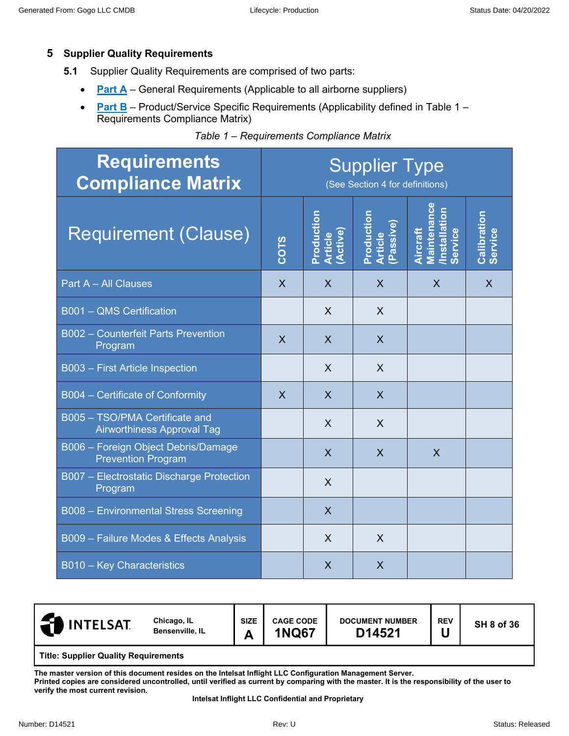## 5 Supplier Quality Requirements

**5.1** Supplier Quality Requirements are comprised of two parts:

- **Part A** – General Requirements (Applicable to all airborne suppliers)
- **Part B** – Product/Service Specific Requirements (Applicability defined in Table 1 – Requirements Compliance Matrix)

*Table 1 – Requirements Compliance Matrix*

| Requirements Compliance Matrix | Supplier Type (See Section 4 for definitions) | | | | |
|---|---|---|---|---|---|
| Requirement (Clause) | COTS | Production Article (Active) | Production Article (Passive) | Aircraft Maintenance /Installation Service | Calibration Service |
| Part A – All Clauses | X | X | X | X | X |
| B001 – QMS Certification | | X | X | | |
| B002 – Counterfeit Parts Prevention Program | X | X | X | | |
| B003 – First Article Inspection | | X | X | | |
| B004 – Certificate of Conformity | X | X | X | | |
| B005 – TSO/PMA Certificate and Airworthiness Approval Tag | | X | X | | |
| B006 – Foreign Object Debris/Damage Prevention Program | | X | X | X | |
| B007 – Electrostatic Discharge Protection Program | | X | | | |
| B008 – Environmental Stress Screening | | X | | | |
| B009 – Failure Modes & Effects Analysis | | X | X | | |
| B010 – Key Characteristics | | X | X | | |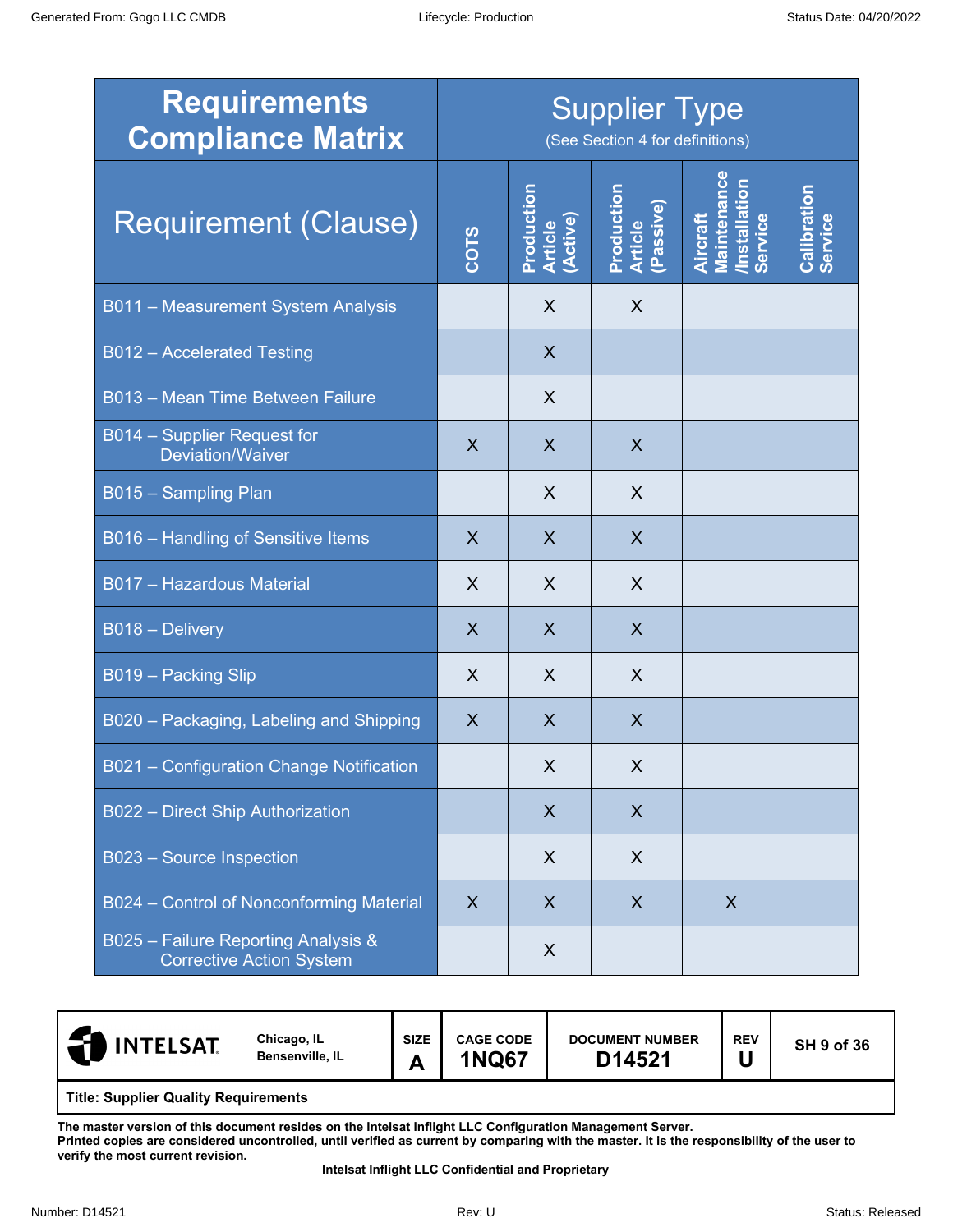| Requirements Compliance Matrix | Supplier Type (See Section 4 for definitions) | | | | |
|---|---|---|---|---|---|
| Requirement (Clause) | COTS | Production Article (Active) | Production Article (Passive) | Aircraft Maintenance /Installation Service | Calibration Service |
| B011 – Measurement System Analysis | | X | X | | |
| B012 – Accelerated Testing | | X | | | |
| B013 – Mean Time Between Failure | | X | | | |
| B014 – Supplier Request for Deviation/Waiver | X | X | X | | |
| B015 – Sampling Plan | | X | X | | |
| B016 – Handling of Sensitive Items | X | X | X | | |
| B017 – Hazardous Material | X | X | X | | |
| B018 – Delivery | X | X | X | | |
| B019 – Packing Slip | X | X | X | | |
| B020 – Packaging, Labeling and Shipping | X | X | X | | |
| B021 – Configuration Change Notification | | X | X | | |
| B022 – Direct Ship Authorization | | X | X | | |
| B023 – Source Inspection | | X | X | | |
| B024 – Control of Nonconforming Material | X | X | X | X | |
| B025 – Failure Reporting Analysis & Corrective Action System | | X | | | |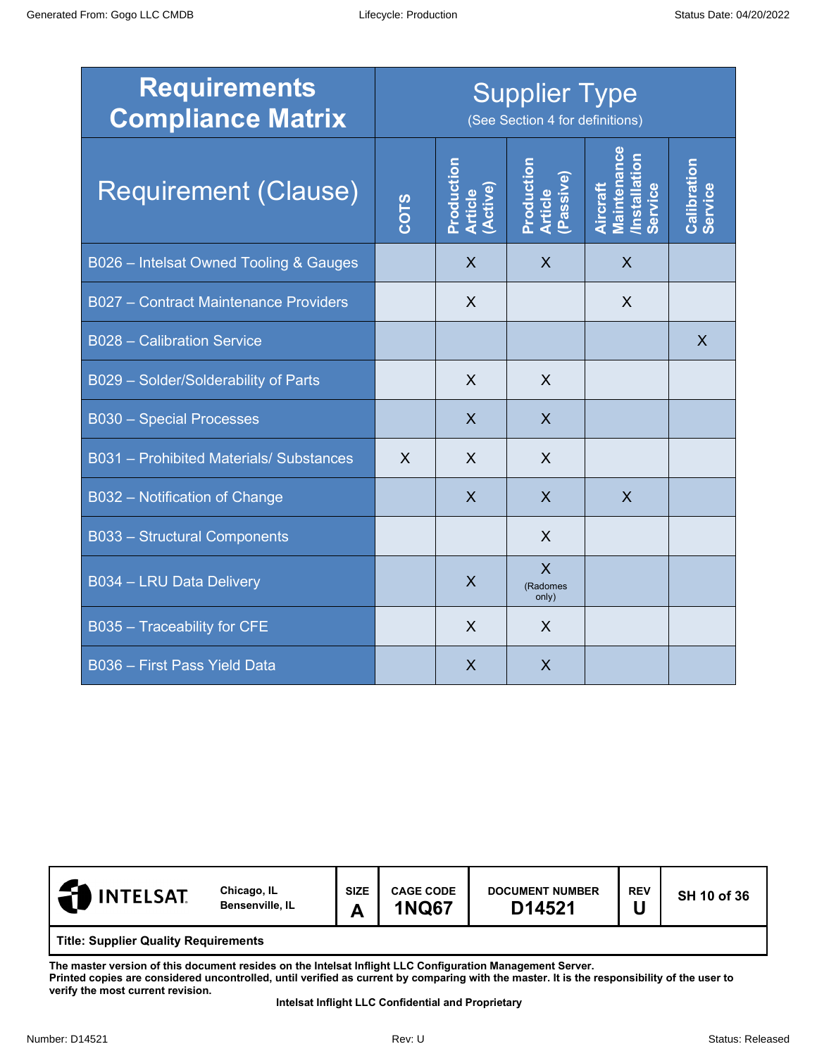| Requirements Compliance Matrix | Supplier Type (See Section 4 for definitions) | | | | |
|---|---|---|---|---|---|
| Requirement (Clause) | COTS | Production Article (Active) | Production Article (Passive) | Aircraft Maintenance /Installation Service | Calibration Service |
| B026 – Intelsat Owned Tooling & Gauges | | X | X | X | |
| B027 – Contract Maintenance Providers | | X | | X | |
| B028 – Calibration Service | | | | | X |
| B029 – Solder/Solderability of Parts | | X | X | | |
| B030 – Special Processes | | X | X | | |
| B031 – Prohibited Materials/ Substances | X | X | X | | |
| B032 – Notification of Change | | X | X | X | |
| B033 – Structural Components | | | X | | |
| B034 – LRU Data Delivery | | X | X (Radomes only) | | |
| B035 – Traceability for CFE | | X | X | | |
| B036 – First Pass Yield Data | | X | X | | |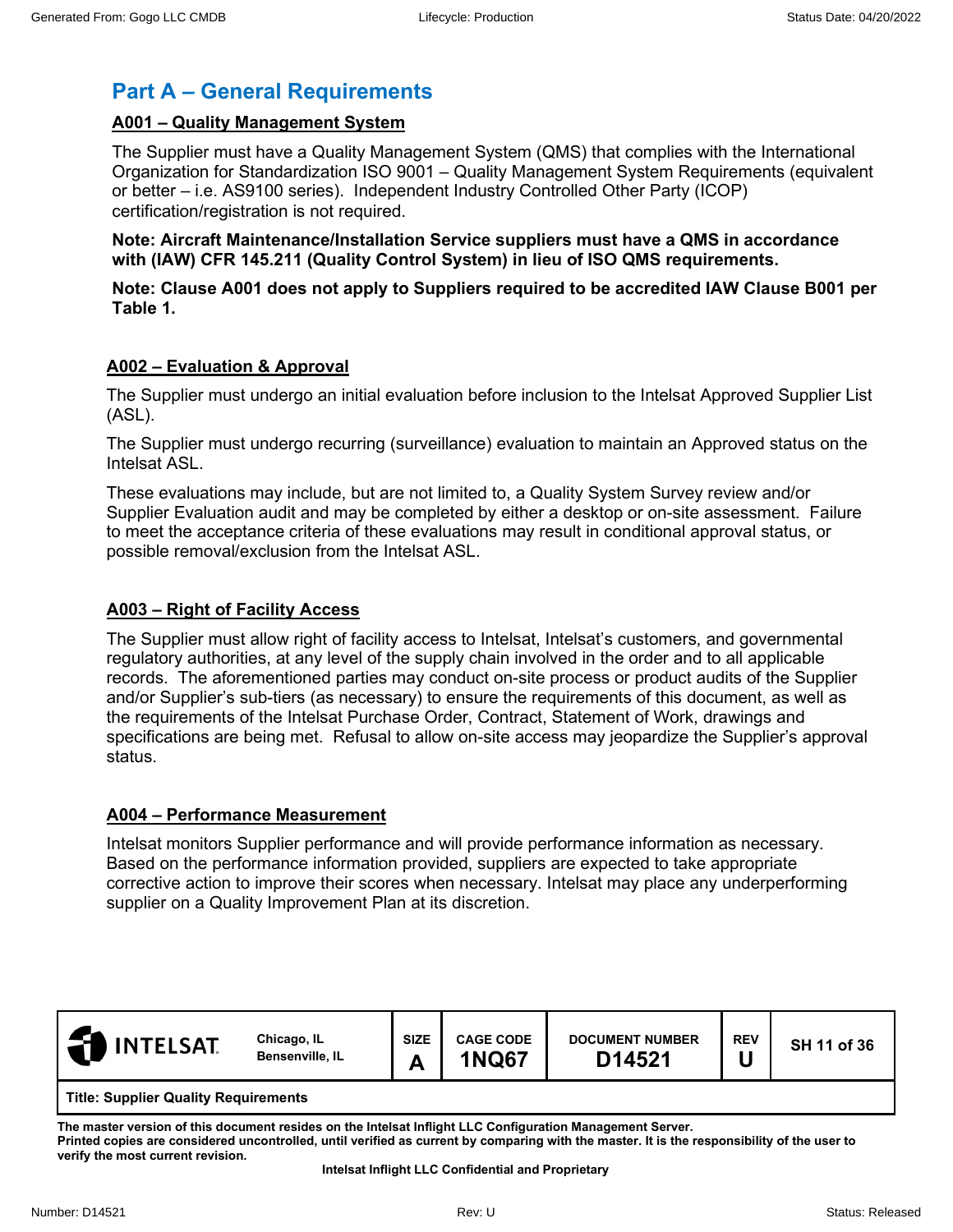# Part A – General Requirements

## A001 – Quality Management System

The Supplier must have a Quality Management System (QMS) that complies with the International Organization for Standardization ISO 9001 – Quality Management System Requirements (equivalent or better – i.e. AS9100 series). Independent Industry Controlled Other Party (ICOP) certification/registration is not required.

**Note: Aircraft Maintenance/Installation Service suppliers must have a QMS in accordance with (IAW) CFR 145.211 (Quality Control System) in lieu of ISO QMS requirements.**

**Note: Clause A001 does not apply to Suppliers required to be accredited IAW Clause B001 per Table 1.**

## A002 – Evaluation & Approval

The Supplier must undergo an initial evaluation before inclusion to the Intelsat Approved Supplier List (ASL).

The Supplier must undergo recurring (surveillance) evaluation to maintain an Approved status on the Intelsat ASL.

These evaluations may include, but are not limited to, a Quality System Survey review and/or Supplier Evaluation audit and may be completed by either a desktop or on-site assessment. Failure to meet the acceptance criteria of these evaluations may result in conditional approval status, or possible removal/exclusion from the Intelsat ASL.

## A003 – Right of Facility Access

The Supplier must allow right of facility access to Intelsat, Intelsat's customers, and governmental regulatory authorities, at any level of the supply chain involved in the order and to all applicable records. The aforementioned parties may conduct on-site process or product audits of the Supplier and/or Supplier's sub-tiers (as necessary) to ensure the requirements of this document, as well as the requirements of the Intelsat Purchase Order, Contract, Statement of Work, drawings and specifications are being met. Refusal to allow on-site access may jeopardize the Supplier's approval status.

## A004 – Performance Measurement

Intelsat monitors Supplier performance and will provide performance information as necessary. Based on the performance information provided, suppliers are expected to take appropriate corrective action to improve their scores when necessary. Intelsat may place any underperforming supplier on a Quality Improvement Plan at its discretion.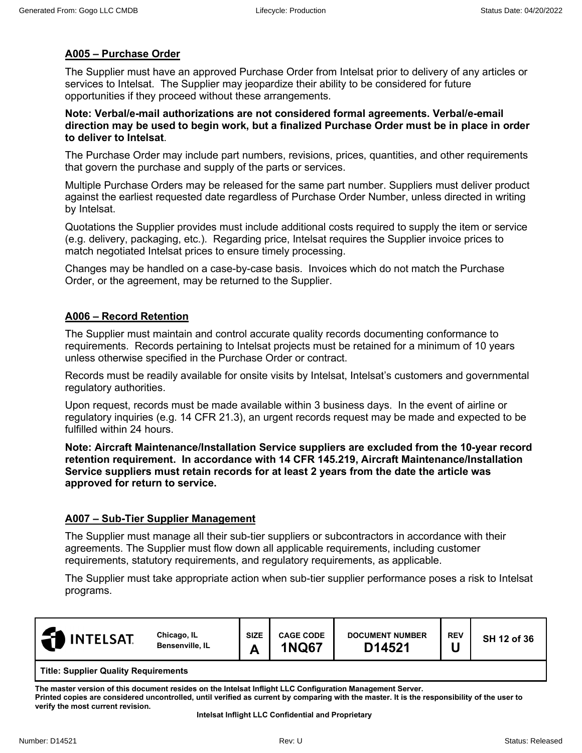## A005 – Purchase Order

The Supplier must have an approved Purchase Order from Intelsat prior to delivery of any articles or services to Intelsat. The Supplier may jeopardize their ability to be considered for future opportunities if they proceed without these arrangements.

**Note: Verbal/e-mail authorizations are not considered formal agreements. Verbal/e-email direction may be used to begin work, but a finalized Purchase Order must be in place in order to deliver to Intelsat**.

The Purchase Order may include part numbers, revisions, prices, quantities, and other requirements that govern the purchase and supply of the parts or services.

Multiple Purchase Orders may be released for the same part number. Suppliers must deliver product against the earliest requested date regardless of Purchase Order Number, unless directed in writing by Intelsat.

Quotations the Supplier provides must include additional costs required to supply the item or service (e.g. delivery, packaging, etc.). Regarding price, Intelsat requires the Supplier invoice prices to match negotiated Intelsat prices to ensure timely processing.

Changes may be handled on a case-by-case basis. Invoices which do not match the Purchase Order, or the agreement, may be returned to the Supplier.

## A006 – Record Retention

The Supplier must maintain and control accurate quality records documenting conformance to requirements. Records pertaining to Intelsat projects must be retained for a minimum of 10 years unless otherwise specified in the Purchase Order or contract.

Records must be readily available for onsite visits by Intelsat, Intelsat's customers and governmental regulatory authorities.

Upon request, records must be made available within 3 business days. In the event of airline or regulatory inquiries (e.g. 14 CFR 21.3), an urgent records request may be made and expected to be fulfilled within 24 hours.

**Note: Aircraft Maintenance/Installation Service suppliers are excluded from the 10-year record retention requirement. In accordance with 14 CFR 145.219, Aircraft Maintenance/Installation Service suppliers must retain records for at least 2 years from the date the article was approved for return to service.**

## A007 – Sub-Tier Supplier Management

The Supplier must manage all their sub-tier suppliers or subcontractors in accordance with their agreements. The Supplier must flow down all applicable requirements, including customer requirements, statutory requirements, and regulatory requirements, as applicable.

The Supplier must take appropriate action when sub-tier supplier performance poses a risk to Intelsat programs.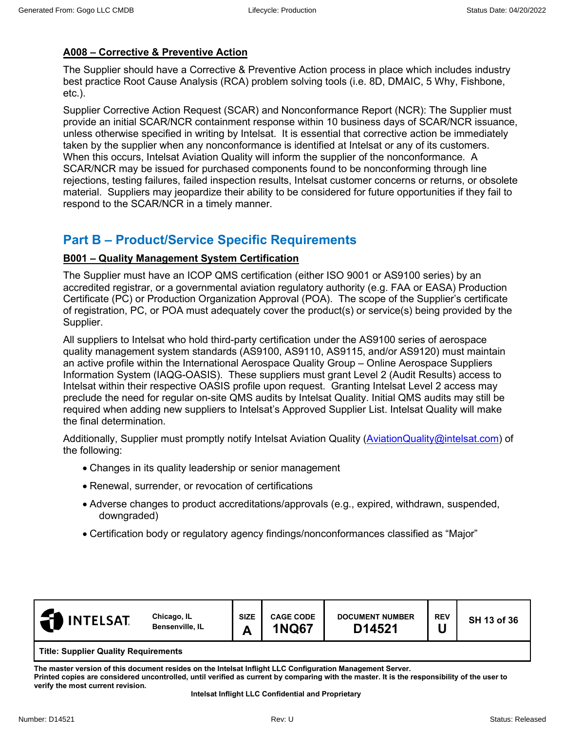### A008 – Corrective & Preventive Action

The Supplier should have a Corrective & Preventive Action process in place which includes industry best practice Root Cause Analysis (RCA) problem solving tools (i.e. 8D, DMAIC, 5 Why, Fishbone, etc.).

Supplier Corrective Action Request (SCAR) and Nonconformance Report (NCR): The Supplier must provide an initial SCAR/NCR containment response within 10 business days of SCAR/NCR issuance, unless otherwise specified in writing by Intelsat. It is essential that corrective action be immediately taken by the supplier when any nonconformance is identified at Intelsat or any of its customers. When this occurs, Intelsat Aviation Quality will inform the supplier of the nonconformance. A SCAR/NCR may be issued for purchased components found to be nonconforming through line rejections, testing failures, failed inspection results, Intelsat customer concerns or returns, or obsolete material. Suppliers may jeopardize their ability to be considered for future opportunities if they fail to respond to the SCAR/NCR in a timely manner.

## Part B – Product/Service Specific Requirements

### B001 – Quality Management System Certification

The Supplier must have an ICOP QMS certification (either ISO 9001 or AS9100 series) by an accredited registrar, or a governmental aviation regulatory authority (e.g. FAA or EASA) Production Certificate (PC) or Production Organization Approval (POA). The scope of the Supplier's certificate of registration, PC, or POA must adequately cover the product(s) or service(s) being provided by the Supplier.

All suppliers to Intelsat who hold third-party certification under the AS9100 series of aerospace quality management system standards (AS9100, AS9110, AS9115, and/or AS9120) must maintain an active profile within the International Aerospace Quality Group – Online Aerospace Suppliers Information System (IAQG-OASIS). These suppliers must grant Level 2 (Audit Results) access to Intelsat within their respective OASIS profile upon request. Granting Intelsat Level 2 access may preclude the need for regular on-site QMS audits by Intelsat Quality. Initial QMS audits may still be required when adding new suppliers to Intelsat's Approved Supplier List. Intelsat Quality will make the final determination.

Additionally, Supplier must promptly notify Intelsat Aviation Quality (AviationQuality@intelsat.com) of the following:

- Changes in its quality leadership or senior management
- Renewal, surrender, or revocation of certifications
- Adverse changes to product accreditations/approvals (e.g., expired, withdrawn, suspended, downgraded)
- Certification body or regulatory agency findings/nonconformances classified as "Major"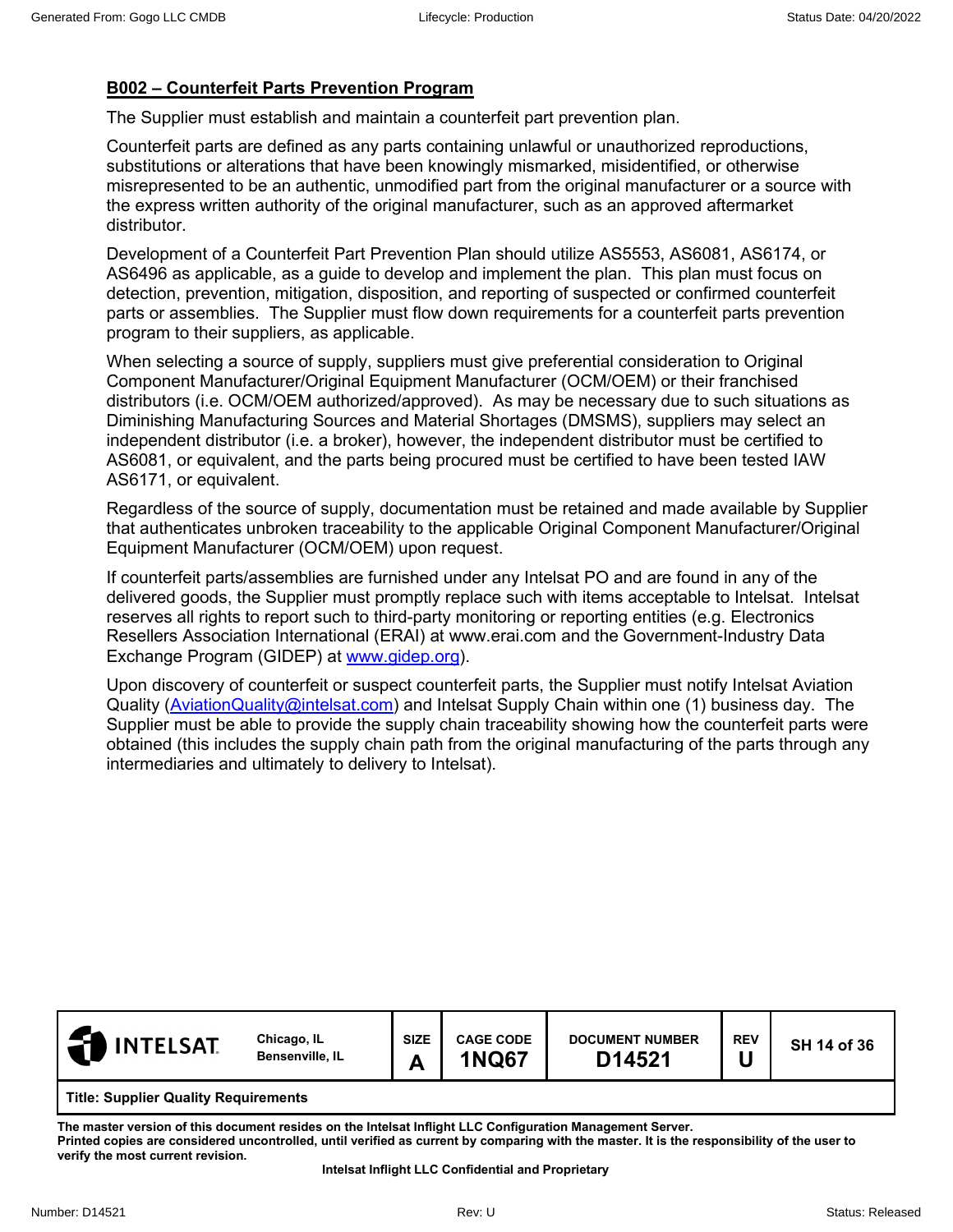## B002 – Counterfeit Parts Prevention Program

The Supplier must establish and maintain a counterfeit part prevention plan.

Counterfeit parts are defined as any parts containing unlawful or unauthorized reproductions, substitutions or alterations that have been knowingly mismarked, misidentified, or otherwise misrepresented to be an authentic, unmodified part from the original manufacturer or a source with the express written authority of the original manufacturer, such as an approved aftermarket distributor.

Development of a Counterfeit Part Prevention Plan should utilize AS5553, AS6081, AS6174, or AS6496 as applicable, as a guide to develop and implement the plan. This plan must focus on detection, prevention, mitigation, disposition, and reporting of suspected or confirmed counterfeit parts or assemblies. The Supplier must flow down requirements for a counterfeit parts prevention program to their suppliers, as applicable.

When selecting a source of supply, suppliers must give preferential consideration to Original Component Manufacturer/Original Equipment Manufacturer (OCM/OEM) or their franchised distributors (i.e. OCM/OEM authorized/approved). As may be necessary due to such situations as Diminishing Manufacturing Sources and Material Shortages (DMSMS), suppliers may select an independent distributor (i.e. a broker), however, the independent distributor must be certified to AS6081, or equivalent, and the parts being procured must be certified to have been tested IAW AS6171, or equivalent.

Regardless of the source of supply, documentation must be retained and made available by Supplier that authenticates unbroken traceability to the applicable Original Component Manufacturer/Original Equipment Manufacturer (OCM/OEM) upon request.

If counterfeit parts/assemblies are furnished under any Intelsat PO and are found in any of the delivered goods, the Supplier must promptly replace such with items acceptable to Intelsat. Intelsat reserves all rights to report such to third-party monitoring or reporting entities (e.g. Electronics Resellers Association International (ERAI) at www.erai.com and the Government-Industry Data Exchange Program (GIDEP) at www.gidep.org).

Upon discovery of counterfeit or suspect counterfeit parts, the Supplier must notify Intelsat Aviation Quality (AviationQuality@intelsat.com) and Intelsat Supply Chain within one (1) business day. The Supplier must be able to provide the supply chain traceability showing how the counterfeit parts were obtained (this includes the supply chain path from the original manufacturing of the parts through any intermediaries and ultimately to delivery to Intelsat).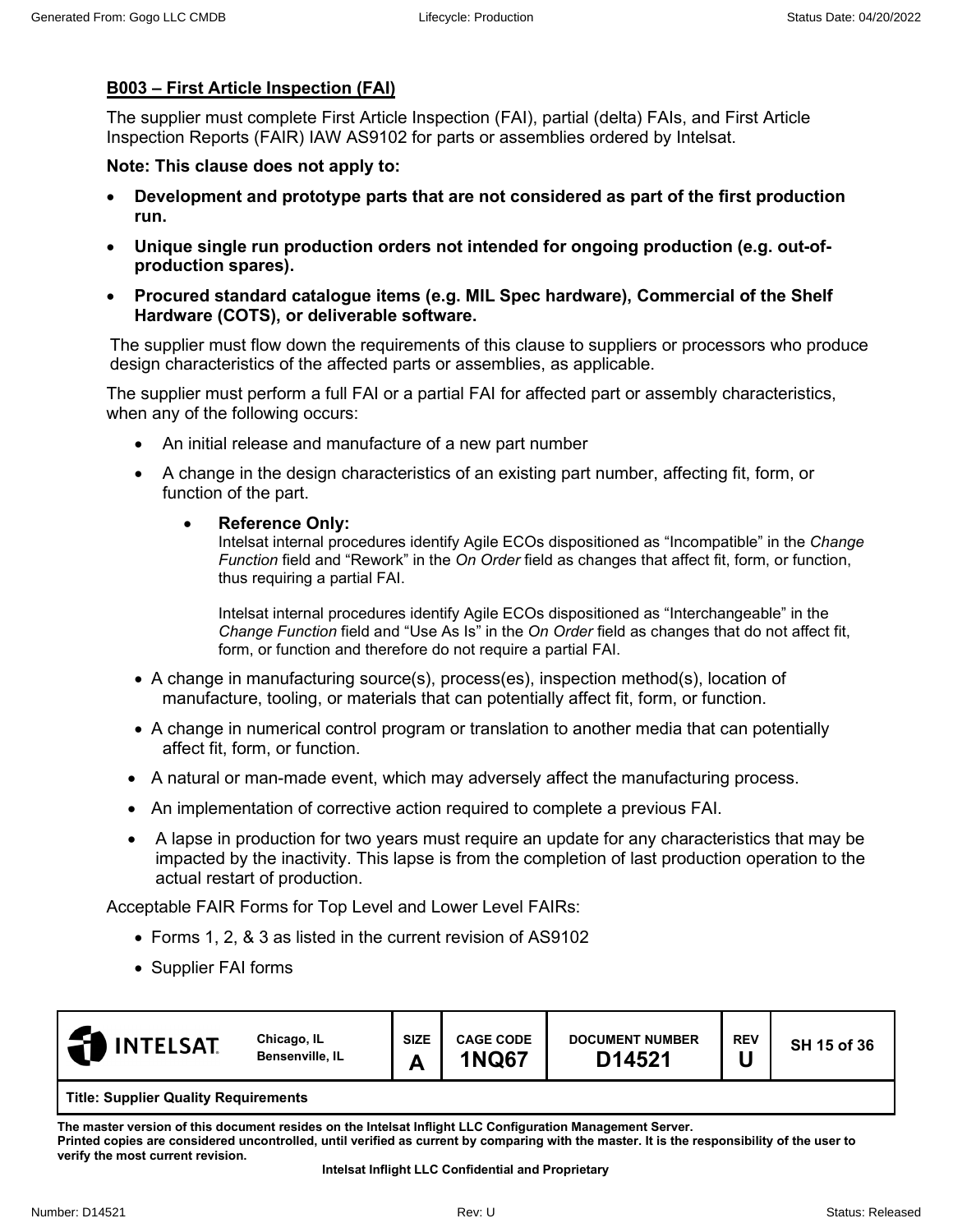## B003 – First Article Inspection (FAI)

The supplier must complete First Article Inspection (FAI), partial (delta) FAIs, and First Article Inspection Reports (FAIR) IAW AS9102 for parts or assemblies ordered by Intelsat.

**Note: This clause does not apply to:**

- **Development and prototype parts that are not considered as part of the first production run.**
- **Unique single run production orders not intended for ongoing production (e.g. out-of-production spares).**
- **Procured standard catalogue items (e.g. MIL Spec hardware), Commercial of the Shelf Hardware (COTS), or deliverable software.**

The supplier must flow down the requirements of this clause to suppliers or processors who produce design characteristics of the affected parts or assemblies, as applicable.

The supplier must perform a full FAI or a partial FAI for affected part or assembly characteristics, when any of the following occurs:

- An initial release and manufacture of a new part number
- A change in the design characteristics of an existing part number, affecting fit, form, or function of the part.
  - **Reference Only:**
    Intelsat internal procedures identify Agile ECOs dispositioned as "Incompatible" in the *Change Function* field and "Rework" in the *On Order* field as changes that affect fit, form, or function, thus requiring a partial FAI.

    Intelsat internal procedures identify Agile ECOs dispositioned as "Interchangeable" in the *Change Function* field and "Use As Is" in the *On Order* field as changes that do not affect fit, form, or function and therefore do not require a partial FAI.
- A change in manufacturing source(s), process(es), inspection method(s), location of manufacture, tooling, or materials that can potentially affect fit, form, or function.
- A change in numerical control program or translation to another media that can potentially affect fit, form, or function.
- A natural or man-made event, which may adversely affect the manufacturing process.
- An implementation of corrective action required to complete a previous FAI.
- A lapse in production for two years must require an update for any characteristics that may be impacted by the inactivity. This lapse is from the completion of last production operation to the actual restart of production.

Acceptable FAIR Forms for Top Level and Lower Level FAIRs:

- Forms 1, 2, & 3 as listed in the current revision of AS9102
- Supplier FAI forms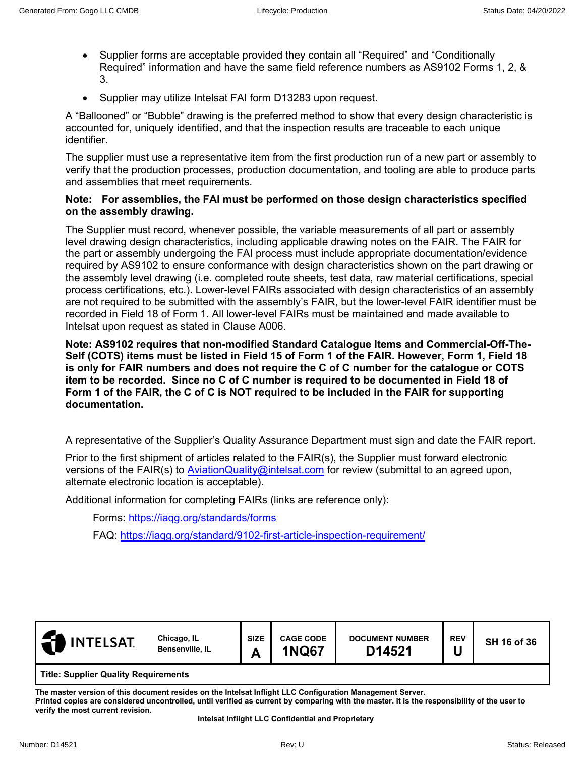- Supplier forms are acceptable provided they contain all "Required" and "Conditionally Required" information and have the same field reference numbers as AS9102 Forms 1, 2, & 3.
- Supplier may utilize Intelsat FAI form D13283 upon request.

A "Ballooned" or "Bubble" drawing is the preferred method to show that every design characteristic is accounted for, uniquely identified, and that the inspection results are traceable to each unique identifier.

The supplier must use a representative item from the first production run of a new part or assembly to verify that the production processes, production documentation, and tooling are able to produce parts and assemblies that meet requirements.

**Note: For assemblies, the FAI must be performed on those design characteristics specified on the assembly drawing.**

The Supplier must record, whenever possible, the variable measurements of all part or assembly level drawing design characteristics, including applicable drawing notes on the FAIR. The FAIR for the part or assembly undergoing the FAI process must include appropriate documentation/evidence required by AS9102 to ensure conformance with design characteristics shown on the part drawing or the assembly level drawing (i.e. completed route sheets, test data, raw material certifications, special process certifications, etc.). Lower-level FAIRs associated with design characteristics of an assembly are not required to be submitted with the assembly's FAIR, but the lower-level FAIR identifier must be recorded in Field 18 of Form 1. All lower-level FAIRs must be maintained and made available to Intelsat upon request as stated in Clause A006.

**Note: AS9102 requires that non-modified Standard Catalogue Items and Commercial-Off-The-Self (COTS) items must be listed in Field 15 of Form 1 of the FAIR. However, Form 1, Field 18 is only for FAIR numbers and does not require the C of C number for the catalogue or COTS item to be recorded. Since no C of C number is required to be documented in Field 18 of Form 1 of the FAIR, the C of C is NOT required to be included in the FAIR for supporting documentation.**

A representative of the Supplier's Quality Assurance Department must sign and date the FAIR report.

Prior to the first shipment of articles related to the FAIR(s), the Supplier must forward electronic versions of the FAIR(s) to AviationQuality@intelsat.com for review (submittal to an agreed upon, alternate electronic location is acceptable).

Additional information for completing FAIRs (links are reference only):

Forms: https://iaqg.org/standards/forms

FAQ: https://iaqg.org/standard/9102-first-article-inspection-requirement/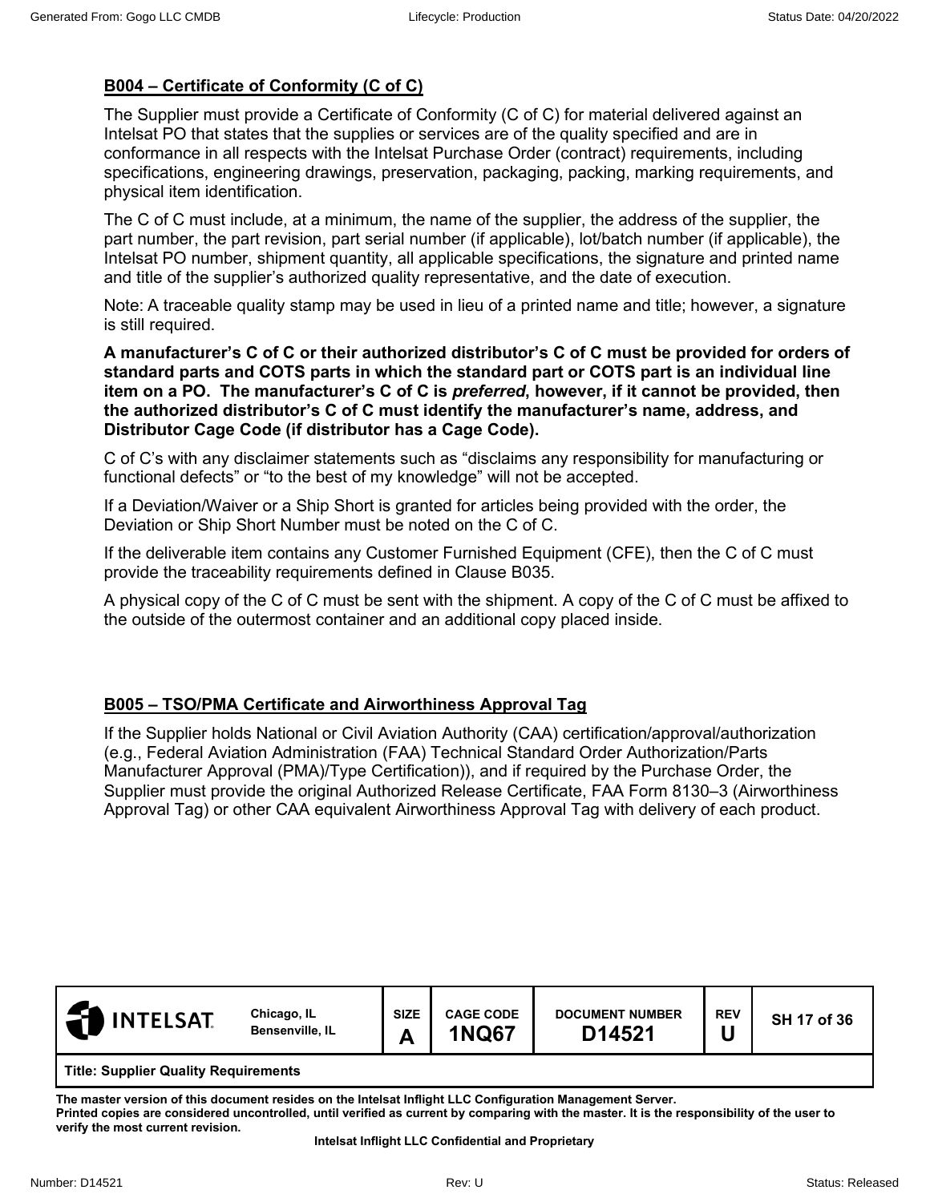## B004 – Certificate of Conformity (C of C)

The Supplier must provide a Certificate of Conformity (C of C) for material delivered against an Intelsat PO that states that the supplies or services are of the quality specified and are in conformance in all respects with the Intelsat Purchase Order (contract) requirements, including specifications, engineering drawings, preservation, packaging, packing, marking requirements, and physical item identification.

The C of C must include, at a minimum, the name of the supplier, the address of the supplier, the part number, the part revision, part serial number (if applicable), lot/batch number (if applicable), the Intelsat PO number, shipment quantity, all applicable specifications, the signature and printed name and title of the supplier's authorized quality representative, and the date of execution.

Note: A traceable quality stamp may be used in lieu of a printed name and title; however, a signature is still required.

**A manufacturer's C of C or their authorized distributor's C of C must be provided for orders of standard parts and COTS parts in which the standard part or COTS part is an individual line item on a PO. The manufacturer's C of C is *preferred*, however, if it cannot be provided, then the authorized distributor's C of C must identify the manufacturer's name, address, and Distributor Cage Code (if distributor has a Cage Code).**

C of C's with any disclaimer statements such as "disclaims any responsibility for manufacturing or functional defects" or "to the best of my knowledge" will not be accepted.

If a Deviation/Waiver or a Ship Short is granted for articles being provided with the order, the Deviation or Ship Short Number must be noted on the C of C.

If the deliverable item contains any Customer Furnished Equipment (CFE), then the C of C must provide the traceability requirements defined in Clause B035.

A physical copy of the C of C must be sent with the shipment. A copy of the C of C must be affixed to the outside of the outermost container and an additional copy placed inside.

## B005 – TSO/PMA Certificate and Airworthiness Approval Tag

If the Supplier holds National or Civil Aviation Authority (CAA) certification/approval/authorization (e.g., Federal Aviation Administration (FAA) Technical Standard Order Authorization/Parts Manufacturer Approval (PMA)/Type Certification)), and if required by the Purchase Order, the Supplier must provide the original Authorized Release Certificate, FAA Form 8130–3 (Airworthiness Approval Tag) or other CAA equivalent Airworthiness Approval Tag with delivery of each product.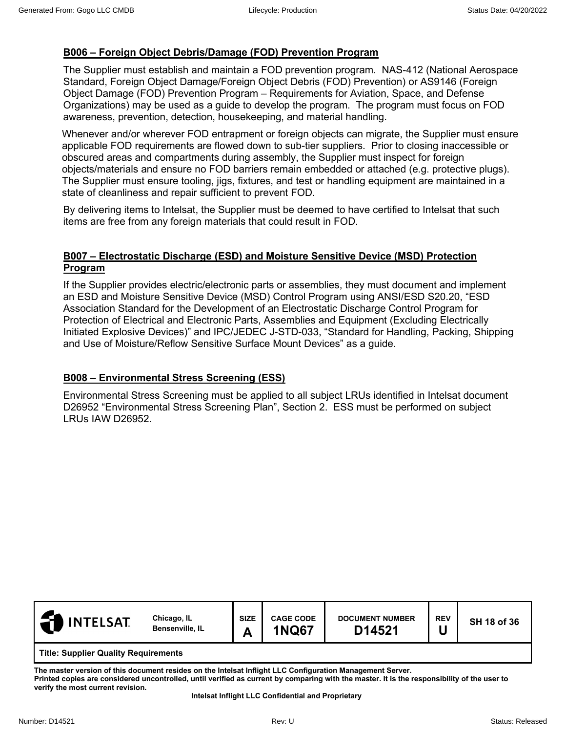## B006 – Foreign Object Debris/Damage (FOD) Prevention Program

The Supplier must establish and maintain a FOD prevention program. NAS-412 (National Aerospace Standard, Foreign Object Damage/Foreign Object Debris (FOD) Prevention) or AS9146 (Foreign Object Damage (FOD) Prevention Program – Requirements for Aviation, Space, and Defense Organizations) may be used as a guide to develop the program. The program must focus on FOD awareness, prevention, detection, housekeeping, and material handling.

Whenever and/or wherever FOD entrapment or foreign objects can migrate, the Supplier must ensure applicable FOD requirements are flowed down to sub-tier suppliers. Prior to closing inaccessible or obscured areas and compartments during assembly, the Supplier must inspect for foreign objects/materials and ensure no FOD barriers remain embedded or attached (e.g. protective plugs). The Supplier must ensure tooling, jigs, fixtures, and test or handling equipment are maintained in a state of cleanliness and repair sufficient to prevent FOD.

By delivering items to Intelsat, the Supplier must be deemed to have certified to Intelsat that such items are free from any foreign materials that could result in FOD.

## B007 – Electrostatic Discharge (ESD) and Moisture Sensitive Device (MSD) Protection Program

If the Supplier provides electric/electronic parts or assemblies, they must document and implement an ESD and Moisture Sensitive Device (MSD) Control Program using ANSI/ESD S20.20, "ESD Association Standard for the Development of an Electrostatic Discharge Control Program for Protection of Electrical and Electronic Parts, Assemblies and Equipment (Excluding Electrically Initiated Explosive Devices)" and IPC/JEDEC J-STD-033, "Standard for Handling, Packing, Shipping and Use of Moisture/Reflow Sensitive Surface Mount Devices" as a guide.

## B008 – Environmental Stress Screening (ESS)

Environmental Stress Screening must be applied to all subject LRUs identified in Intelsat document D26952 "Environmental Stress Screening Plan", Section 2. ESS must be performed on subject LRUs IAW D26952.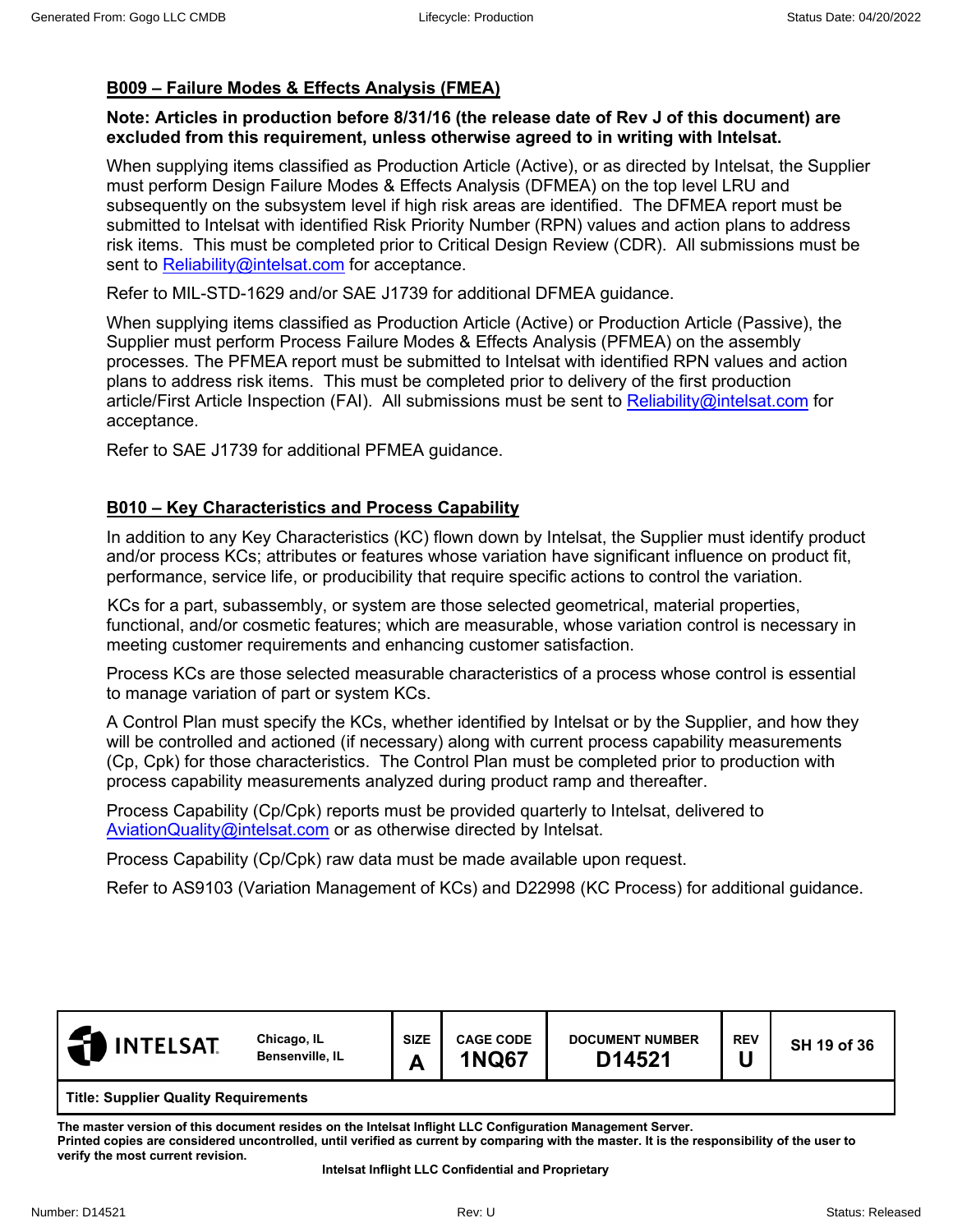## B009 – Failure Modes & Effects Analysis (FMEA)

**Note: Articles in production before 8/31/16 (the release date of Rev J of this document) are excluded from this requirement, unless otherwise agreed to in writing with Intelsat.**

When supplying items classified as Production Article (Active), or as directed by Intelsat, the Supplier must perform Design Failure Modes & Effects Analysis (DFMEA) on the top level LRU and subsequently on the subsystem level if high risk areas are identified. The DFMEA report must be submitted to Intelsat with identified Risk Priority Number (RPN) values and action plans to address risk items. This must be completed prior to Critical Design Review (CDR). All submissions must be sent to Reliability@intelsat.com for acceptance.

Refer to MIL-STD-1629 and/or SAE J1739 for additional DFMEA guidance.

When supplying items classified as Production Article (Active) or Production Article (Passive), the Supplier must perform Process Failure Modes & Effects Analysis (PFMEA) on the assembly processes. The PFMEA report must be submitted to Intelsat with identified RPN values and action plans to address risk items. This must be completed prior to delivery of the first production article/First Article Inspection (FAI). All submissions must be sent to Reliability@intelsat.com for acceptance.

Refer to SAE J1739 for additional PFMEA guidance.

## B010 – Key Characteristics and Process Capability

In addition to any Key Characteristics (KC) flown down by Intelsat, the Supplier must identify product and/or process KCs; attributes or features whose variation have significant influence on product fit, performance, service life, or producibility that require specific actions to control the variation.

KCs for a part, subassembly, or system are those selected geometrical, material properties, functional, and/or cosmetic features; which are measurable, whose variation control is necessary in meeting customer requirements and enhancing customer satisfaction.

Process KCs are those selected measurable characteristics of a process whose control is essential to manage variation of part or system KCs.

A Control Plan must specify the KCs, whether identified by Intelsat or by the Supplier, and how they will be controlled and actioned (if necessary) along with current process capability measurements (Cp, Cpk) for those characteristics. The Control Plan must be completed prior to production with process capability measurements analyzed during product ramp and thereafter.

Process Capability (Cp/Cpk) reports must be provided quarterly to Intelsat, delivered to AviationQuality@intelsat.com or as otherwise directed by Intelsat.

Process Capability (Cp/Cpk) raw data must be made available upon request.

Refer to AS9103 (Variation Management of KCs) and D22998 (KC Process) for additional guidance.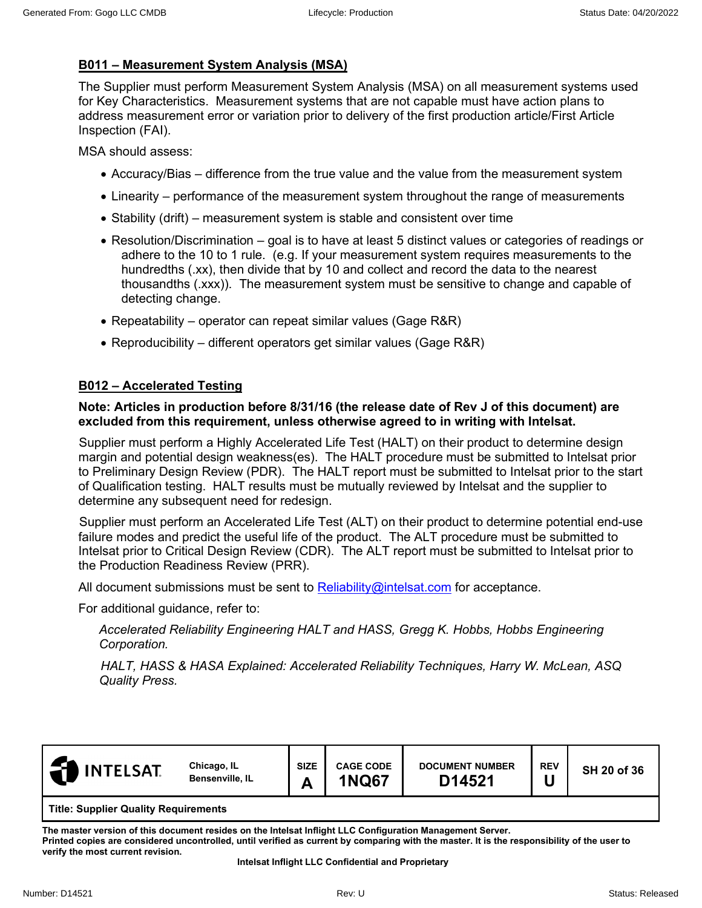## B011 – Measurement System Analysis (MSA)

The Supplier must perform Measurement System Analysis (MSA) on all measurement systems used for Key Characteristics. Measurement systems that are not capable must have action plans to address measurement error or variation prior to delivery of the first production article/First Article Inspection (FAI).

MSA should assess:

- Accuracy/Bias – difference from the true value and the value from the measurement system
- Linearity – performance of the measurement system throughout the range of measurements
- Stability (drift) – measurement system is stable and consistent over time
- Resolution/Discrimination – goal is to have at least 5 distinct values or categories of readings or adhere to the 10 to 1 rule. (e.g. If your measurement system requires measurements to the hundredths (.xx), then divide that by 10 and collect and record the data to the nearest thousandths (.xxx)). The measurement system must be sensitive to change and capable of detecting change.
- Repeatability – operator can repeat similar values (Gage R&R)
- Reproducibility – different operators get similar values (Gage R&R)

## B012 – Accelerated Testing

**Note: Articles in production before 8/31/16 (the release date of Rev J of this document) are excluded from this requirement, unless otherwise agreed to in writing with Intelsat.**

Supplier must perform a Highly Accelerated Life Test (HALT) on their product to determine design margin and potential design weakness(es). The HALT procedure must be submitted to Intelsat prior to Preliminary Design Review (PDR). The HALT report must be submitted to Intelsat prior to the start of Qualification testing. HALT results must be mutually reviewed by Intelsat and the supplier to determine any subsequent need for redesign.

Supplier must perform an Accelerated Life Test (ALT) on their product to determine potential end-use failure modes and predict the useful life of the product. The ALT procedure must be submitted to Intelsat prior to Critical Design Review (CDR). The ALT report must be submitted to Intelsat prior to the Production Readiness Review (PRR).

All document submissions must be sent to Reliability@intelsat.com for acceptance.

For additional guidance, refer to:

*Accelerated Reliability Engineering HALT and HASS, Gregg K. Hobbs, Hobbs Engineering Corporation.*

*HALT, HASS & HASA Explained: Accelerated Reliability Techniques, Harry W. McLean, ASQ Quality Press.*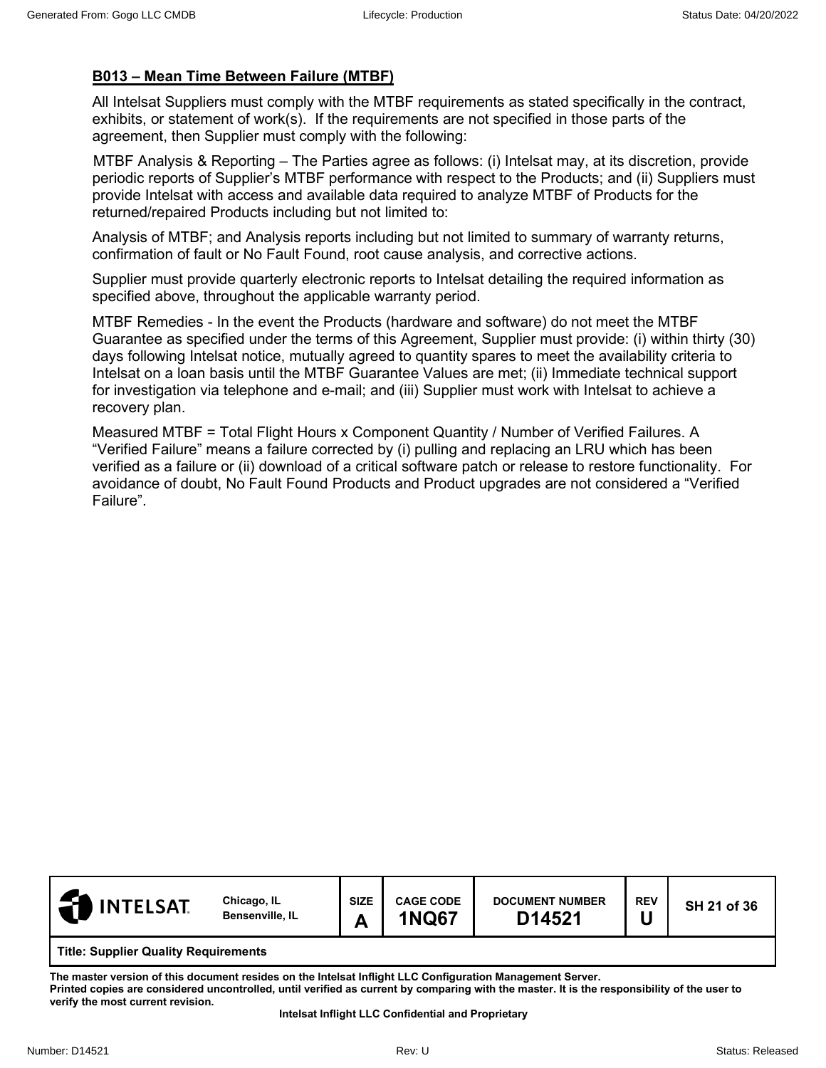**B013 – Mean Time Between Failure (MTBF)**

All Intelsat Suppliers must comply with the MTBF requirements as stated specifically in the contract, exhibits, or statement of work(s). If the requirements are not specified in those parts of the agreement, then Supplier must comply with the following:

MTBF Analysis & Reporting – The Parties agree as follows: (i) Intelsat may, at its discretion, provide periodic reports of Supplier's MTBF performance with respect to the Products; and (ii) Suppliers must provide Intelsat with access and available data required to analyze MTBF of Products for the returned/repaired Products including but not limited to:

Analysis of MTBF; and Analysis reports including but not limited to summary of warranty returns, confirmation of fault or No Fault Found, root cause analysis, and corrective actions.

Supplier must provide quarterly electronic reports to Intelsat detailing the required information as specified above, throughout the applicable warranty period.

MTBF Remedies - In the event the Products (hardware and software) do not meet the MTBF Guarantee as specified under the terms of this Agreement, Supplier must provide: (i) within thirty (30) days following Intelsat notice, mutually agreed to quantity spares to meet the availability criteria to Intelsat on a loan basis until the MTBF Guarantee Values are met; (ii) Immediate technical support for investigation via telephone and e-mail; and (iii) Supplier must work with Intelsat to achieve a recovery plan.

Measured MTBF = Total Flight Hours x Component Quantity / Number of Verified Failures. A "Verified Failure" means a failure corrected by (i) pulling and replacing an LRU which has been verified as a failure or (ii) download of a critical software patch or release to restore functionality. For avoidance of doubt, No Fault Found Products and Product upgrades are not considered a "Verified Failure".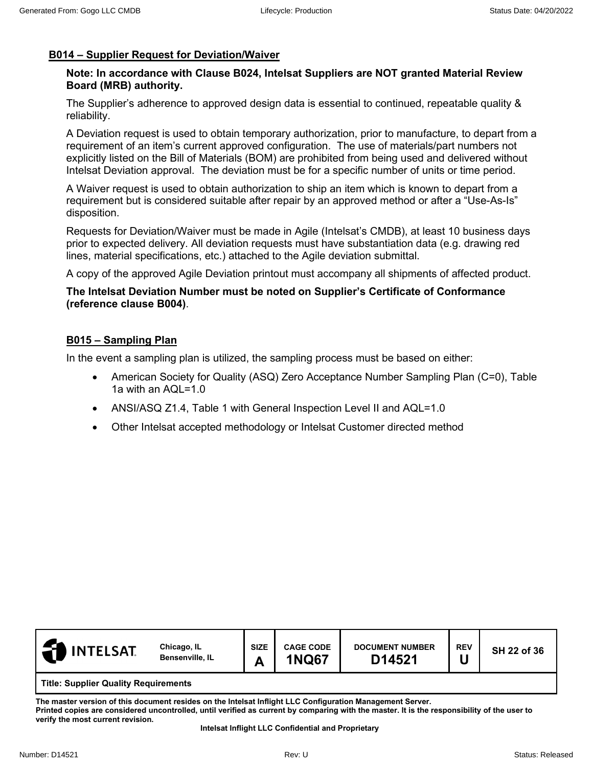## B014 – Supplier Request for Deviation/Waiver

**Note: In accordance with Clause B024, Intelsat Suppliers are NOT granted Material Review Board (MRB) authority.**

The Supplier's adherence to approved design data is essential to continued, repeatable quality & reliability.

A Deviation request is used to obtain temporary authorization, prior to manufacture, to depart from a requirement of an item's current approved configuration. The use of materials/part numbers not explicitly listed on the Bill of Materials (BOM) are prohibited from being used and delivered without Intelsat Deviation approval. The deviation must be for a specific number of units or time period.

A Waiver request is used to obtain authorization to ship an item which is known to depart from a requirement but is considered suitable after repair by an approved method or after a "Use-As-Is" disposition.

Requests for Deviation/Waiver must be made in Agile (Intelsat's CMDB), at least 10 business days prior to expected delivery. All deviation requests must have substantiation data (e.g. drawing red lines, material specifications, etc.) attached to the Agile deviation submittal.

A copy of the approved Agile Deviation printout must accompany all shipments of affected product.

**The Intelsat Deviation Number must be noted on Supplier's Certificate of Conformance (reference clause B004)**.

## B015 – Sampling Plan

In the event a sampling plan is utilized, the sampling process must be based on either:

- American Society for Quality (ASQ) Zero Acceptance Number Sampling Plan (C=0), Table 1a with an AQL=1.0
- ANSI/ASQ Z1.4, Table 1 with General Inspection Level II and AQL=1.0
- Other Intelsat accepted methodology or Intelsat Customer directed method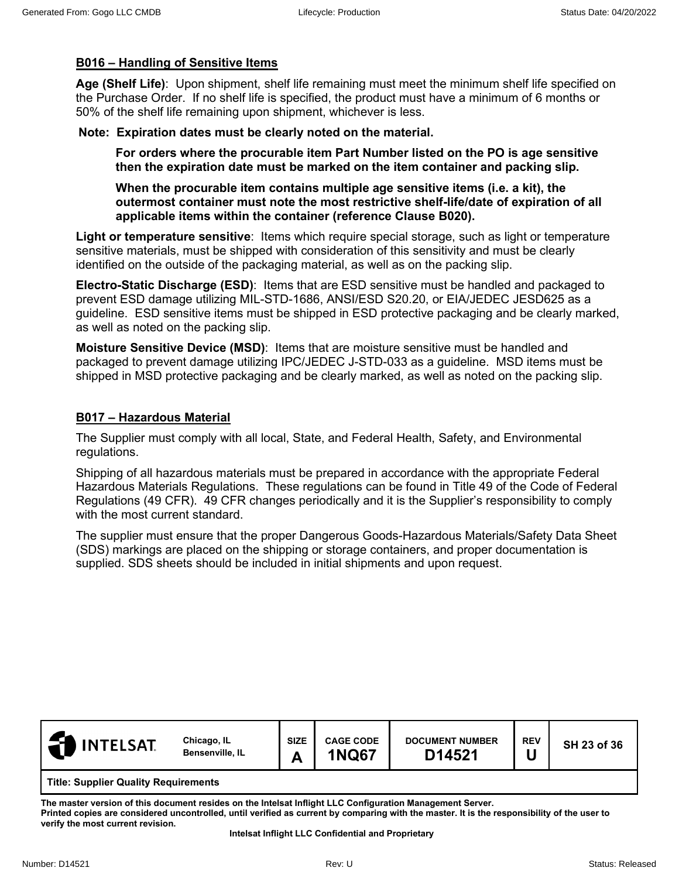## B016 – Handling of Sensitive Items

**Age (Shelf Life)**: Upon shipment, shelf life remaining must meet the minimum shelf life specified on the Purchase Order. If no shelf life is specified, the product must have a minimum of 6 months or 50% of the shelf life remaining upon shipment, whichever is less.

**Note: Expiration dates must be clearly noted on the material.**

> **For orders where the procurable item Part Number listed on the PO is age sensitive then the expiration date must be marked on the item container and packing slip.**
>
> **When the procurable item contains multiple age sensitive items (i.e. a kit), the outermost container must note the most restrictive shelf-life/date of expiration of all applicable items within the container (reference Clause B020).**

**Light or temperature sensitive**: Items which require special storage, such as light or temperature sensitive materials, must be shipped with consideration of this sensitivity and must be clearly identified on the outside of the packaging material, as well as on the packing slip.

**Electro-Static Discharge (ESD)**: Items that are ESD sensitive must be handled and packaged to prevent ESD damage utilizing MIL-STD-1686, ANSI/ESD S20.20, or EIA/JEDEC JESD625 as a guideline. ESD sensitive items must be shipped in ESD protective packaging and be clearly marked, as well as noted on the packing slip.

**Moisture Sensitive Device (MSD)**: Items that are moisture sensitive must be handled and packaged to prevent damage utilizing IPC/JEDEC J-STD-033 as a guideline. MSD items must be shipped in MSD protective packaging and be clearly marked, as well as noted on the packing slip.

## B017 – Hazardous Material

The Supplier must comply with all local, State, and Federal Health, Safety, and Environmental regulations.

Shipping of all hazardous materials must be prepared in accordance with the appropriate Federal Hazardous Materials Regulations. These regulations can be found in Title 49 of the Code of Federal Regulations (49 CFR). 49 CFR changes periodically and it is the Supplier's responsibility to comply with the most current standard.

The supplier must ensure that the proper Dangerous Goods-Hazardous Materials/Safety Data Sheet (SDS) markings are placed on the shipping or storage containers, and proper documentation is supplied. SDS sheets should be included in initial shipments and upon request.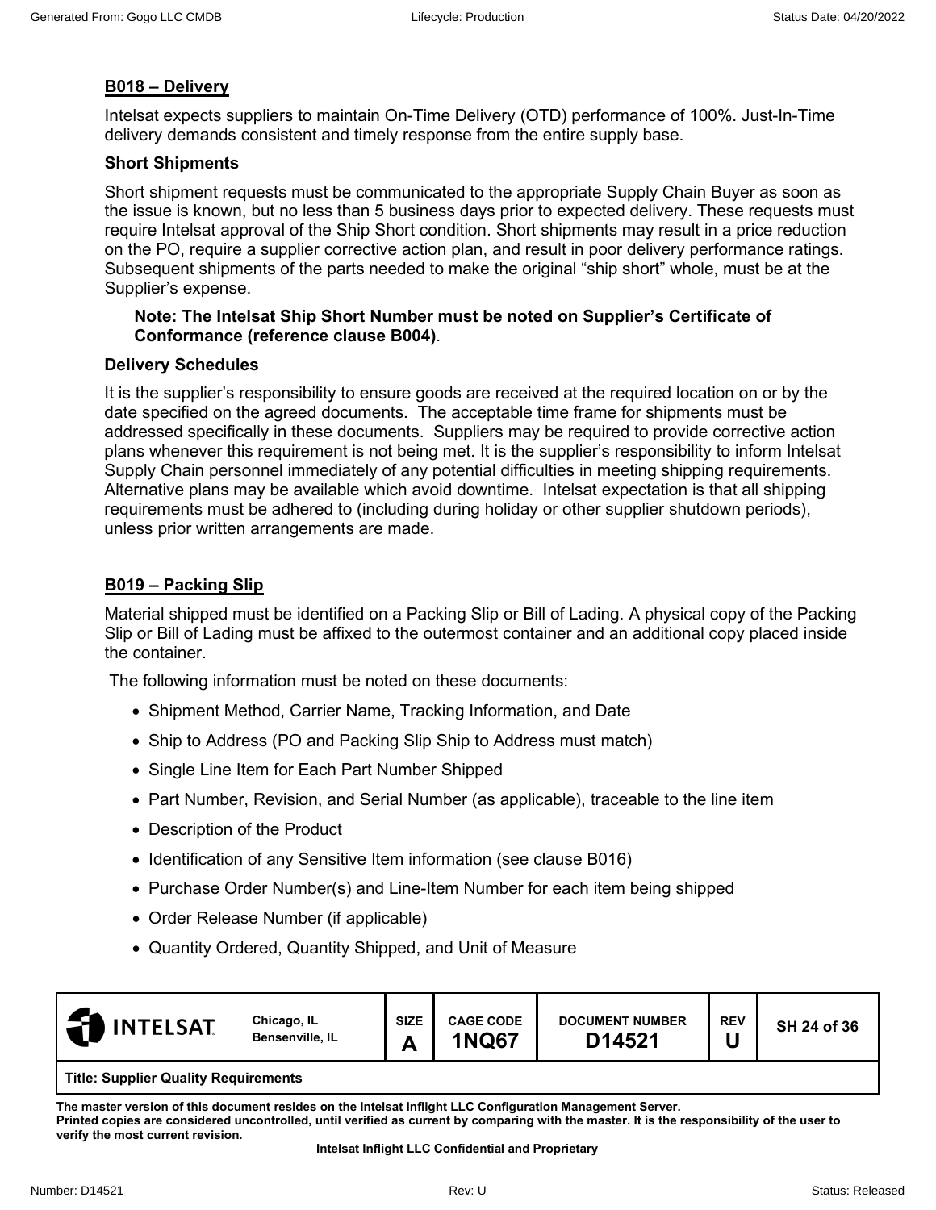## B018 – Delivery

Intelsat expects suppliers to maintain On-Time Delivery (OTD) performance of 100%. Just-In-Time delivery demands consistent and timely response from the entire supply base.

### Short Shipments

Short shipment requests must be communicated to the appropriate Supply Chain Buyer as soon as the issue is known, but no less than 5 business days prior to expected delivery. These requests must require Intelsat approval of the Ship Short condition. Short shipments may result in a price reduction on the PO, require a supplier corrective action plan, and result in poor delivery performance ratings. Subsequent shipments of the parts needed to make the original “ship short” whole, must be at the Supplier’s expense.

> **Note: The Intelsat Ship Short Number must be noted on Supplier’s Certificate of Conformance (reference clause B004)**.

### Delivery Schedules

It is the supplier’s responsibility to ensure goods are received at the required location on or by the date specified on the agreed documents. The acceptable time frame for shipments must be addressed specifically in these documents. Suppliers may be required to provide corrective action plans whenever this requirement is not being met. It is the supplier’s responsibility to inform Intelsat Supply Chain personnel immediately of any potential difficulties in meeting shipping requirements. Alternative plans may be available which avoid downtime. Intelsat expectation is that all shipping requirements must be adhered to (including during holiday or other supplier shutdown periods), unless prior written arrangements are made.

## B019 – Packing Slip

Material shipped must be identified on a Packing Slip or Bill of Lading. A physical copy of the Packing Slip or Bill of Lading must be affixed to the outermost container and an additional copy placed inside the container.

The following information must be noted on these documents:

- Shipment Method, Carrier Name, Tracking Information, and Date
- Ship to Address (PO and Packing Slip Ship to Address must match)
- Single Line Item for Each Part Number Shipped
- Part Number, Revision, and Serial Number (as applicable), traceable to the line item
- Description of the Product
- Identification of any Sensitive Item information (see clause B016)
- Purchase Order Number(s) and Line-Item Number for each item being shipped
- Order Release Number (if applicable)
- Quantity Ordered, Quantity Shipped, and Unit of Measure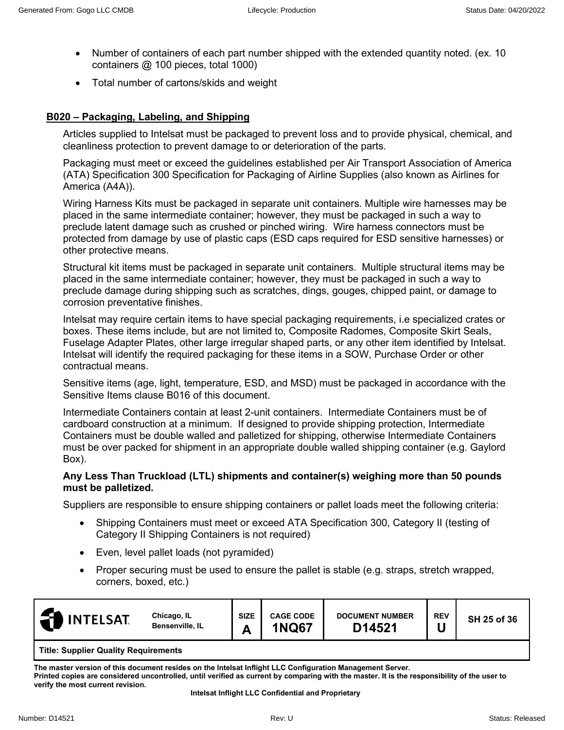- Number of containers of each part number shipped with the extended quantity noted. (ex. 10 containers @ 100 pieces, total 1000)
- Total number of cartons/skids and weight

## B020 – Packaging, Labeling, and Shipping

Articles supplied to Intelsat must be packaged to prevent loss and to provide physical, chemical, and cleanliness protection to prevent damage to or deterioration of the parts.

Packaging must meet or exceed the guidelines established per Air Transport Association of America (ATA) Specification 300 Specification for Packaging of Airline Supplies (also known as Airlines for America (A4A)).

Wiring Harness Kits must be packaged in separate unit containers. Multiple wire harnesses may be placed in the same intermediate container; however, they must be packaged in such a way to preclude latent damage such as crushed or pinched wiring. Wire harness connectors must be protected from damage by use of plastic caps (ESD caps required for ESD sensitive harnesses) or other protective means.

Structural kit items must be packaged in separate unit containers. Multiple structural items may be placed in the same intermediate container; however, they must be packaged in such a way to preclude damage during shipping such as scratches, dings, gouges, chipped paint, or damage to corrosion preventative finishes.

Intelsat may require certain items to have special packaging requirements, i.e specialized crates or boxes. These items include, but are not limited to, Composite Radomes, Composite Skirt Seals, Fuselage Adapter Plates, other large irregular shaped parts, or any other item identified by Intelsat. Intelsat will identify the required packaging for these items in a SOW, Purchase Order or other contractual means.

Sensitive items (age, light, temperature, ESD, and MSD) must be packaged in accordance with the Sensitive Items clause B016 of this document.

Intermediate Containers contain at least 2-unit containers. Intermediate Containers must be of cardboard construction at a minimum. If designed to provide shipping protection, Intermediate Containers must be double walled and palletized for shipping, otherwise Intermediate Containers must be over packed for shipment in an appropriate double walled shipping container (e.g. Gaylord Box).

**Any Less Than Truckload (LTL) shipments and container(s) weighing more than 50 pounds must be palletized.**

Suppliers are responsible to ensure shipping containers or pallet loads meet the following criteria:

- Shipping Containers must meet or exceed ATA Specification 300, Category II (testing of Category II Shipping Containers is not required)
- Even, level pallet loads (not pyramided)
- Proper securing must be used to ensure the pallet is stable (e.g. straps, stretch wrapped, corners, boxed, etc.)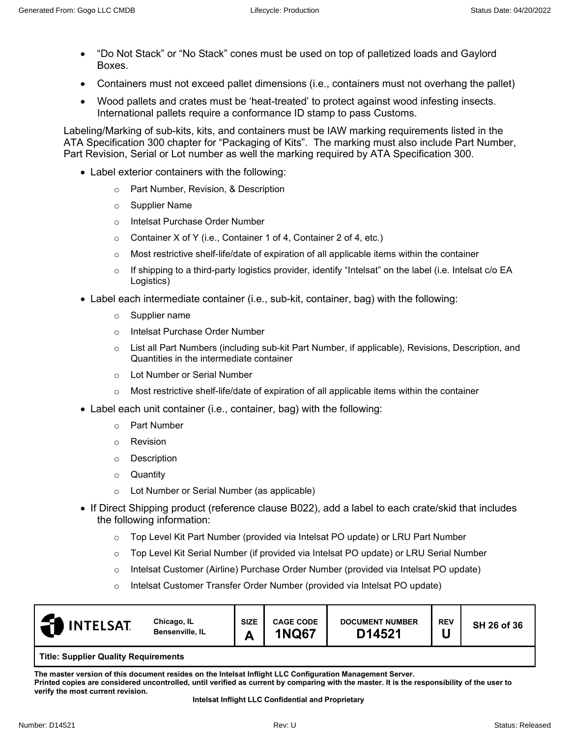- "Do Not Stack" or "No Stack" cones must be used on top of palletized loads and Gaylord Boxes.
- Containers must not exceed pallet dimensions (i.e., containers must not overhang the pallet)
- Wood pallets and crates must be 'heat-treated' to protect against wood infesting insects. International pallets require a conformance ID stamp to pass Customs.

Labeling/Marking of sub-kits, kits, and containers must be IAW marking requirements listed in the ATA Specification 300 chapter for "Packaging of Kits". The marking must also include Part Number, Part Revision, Serial or Lot number as well the marking required by ATA Specification 300.

- Label exterior containers with the following:
  - Part Number, Revision, & Description
  - Supplier Name
  - Intelsat Purchase Order Number
  - Container X of Y (i.e., Container 1 of 4, Container 2 of 4, etc.)
  - Most restrictive shelf-life/date of expiration of all applicable items within the container
  - If shipping to a third-party logistics provider, identify "Intelsat" on the label (i.e. Intelsat c/o EA Logistics)
- Label each intermediate container (i.e., sub-kit, container, bag) with the following:
  - Supplier name
  - Intelsat Purchase Order Number
  - List all Part Numbers (including sub-kit Part Number, if applicable), Revisions, Description, and Quantities in the intermediate container
  - Lot Number or Serial Number
  - Most restrictive shelf-life/date of expiration of all applicable items within the container
- Label each unit container (i.e., container, bag) with the following:
  - Part Number
  - Revision
  - Description
  - Quantity
  - Lot Number or Serial Number (as applicable)
- If Direct Shipping product (reference clause B022), add a label to each crate/skid that includes the following information:
  - Top Level Kit Part Number (provided via Intelsat PO update) or LRU Part Number
  - Top Level Kit Serial Number (if provided via Intelsat PO update) or LRU Serial Number
  - Intelsat Customer (Airline) Purchase Order Number (provided via Intelsat PO update)
  - Intelsat Customer Transfer Order Number (provided via Intelsat PO update)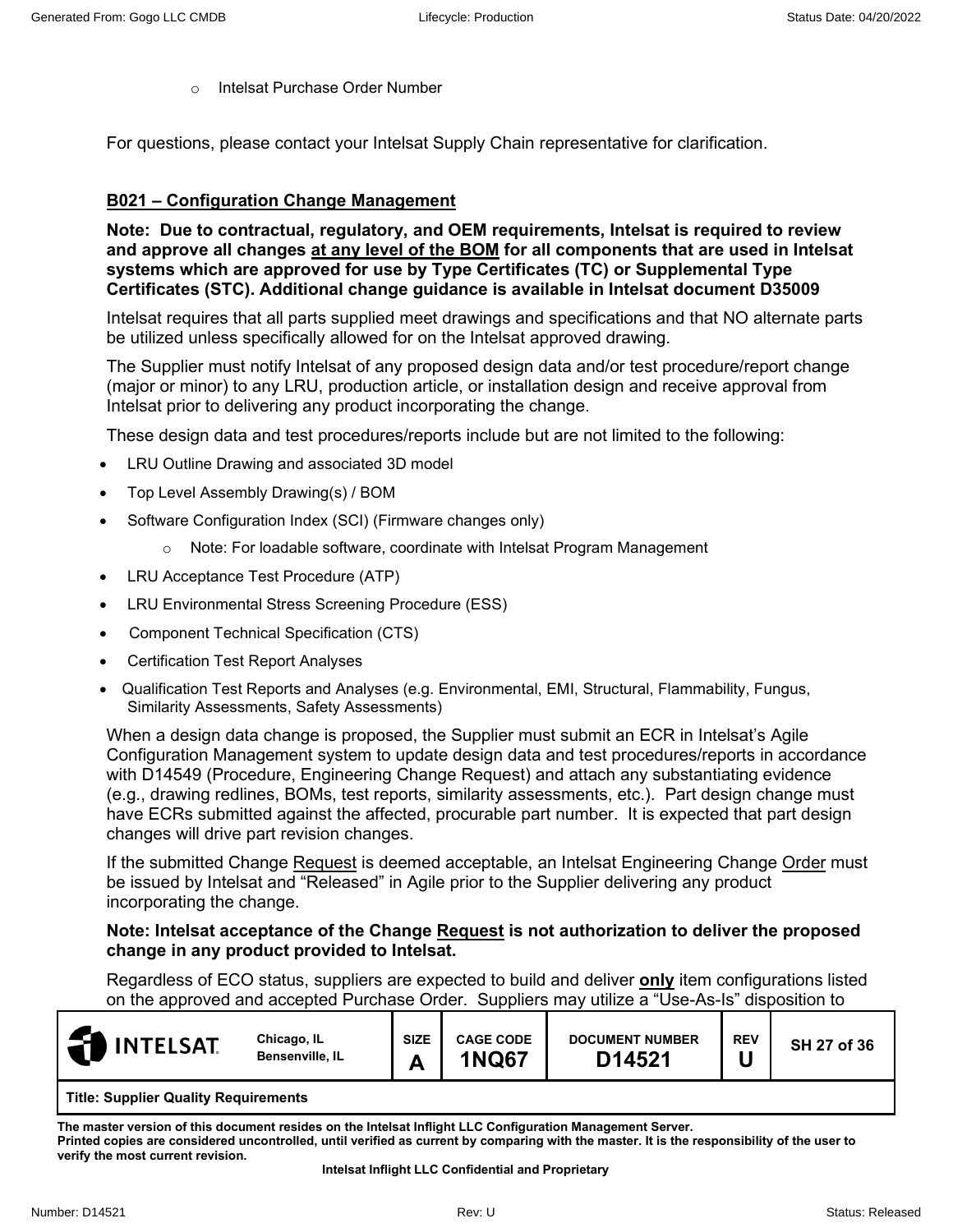- Intelsat Purchase Order Number

For questions, please contact your Intelsat Supply Chain representative for clarification.

## B021 – Configuration Change Management

**Note: Due to contractual, regulatory, and OEM requirements, Intelsat is required to review and approve all changes <u>at any level of the BOM</u> for all components that are used in Intelsat systems which are approved for use by Type Certificates (TC) or Supplemental Type Certificates (STC). Additional change guidance is available in Intelsat document D35009**

Intelsat requires that all parts supplied meet drawings and specifications and that NO alternate parts be utilized unless specifically allowed for on the Intelsat approved drawing.

The Supplier must notify Intelsat of any proposed design data and/or test procedure/report change (major or minor) to any LRU, production article, or installation design and receive approval from Intelsat prior to delivering any product incorporating the change.

These design data and test procedures/reports include but are not limited to the following:

- LRU Outline Drawing and associated 3D model
- Top Level Assembly Drawing(s) / BOM
- Software Configuration Index (SCI) (Firmware changes only)
  - Note: For loadable software, coordinate with Intelsat Program Management
- LRU Acceptance Test Procedure (ATP)
- LRU Environmental Stress Screening Procedure (ESS)
- Component Technical Specification (CTS)
- Certification Test Report Analyses
- Qualification Test Reports and Analyses (e.g. Environmental, EMI, Structural, Flammability, Fungus, Similarity Assessments, Safety Assessments)

When a design data change is proposed, the Supplier must submit an ECR in Intelsat's Agile Configuration Management system to update design data and test procedures/reports in accordance with D14549 (Procedure, Engineering Change Request) and attach any substantiating evidence (e.g., drawing redlines, BOMs, test reports, similarity assessments, etc.). Part design change must have ECRs submitted against the affected, procurable part number. It is expected that part design changes will drive part revision changes.

If the submitted Change <u>Request</u> is deemed acceptable, an Intelsat Engineering Change <u>Order</u> must be issued by Intelsat and "Released" in Agile prior to the Supplier delivering any product incorporating the change.

**Note: Intelsat acceptance of the Change <u>Request</u> is not authorization to deliver the proposed change in any product provided to Intelsat.**

Regardless of ECO status, suppliers are expected to build and deliver **<u>only</u>** item configurations listed on the approved and accepted Purchase Order. Suppliers may utilize a "Use-As-Is" disposition to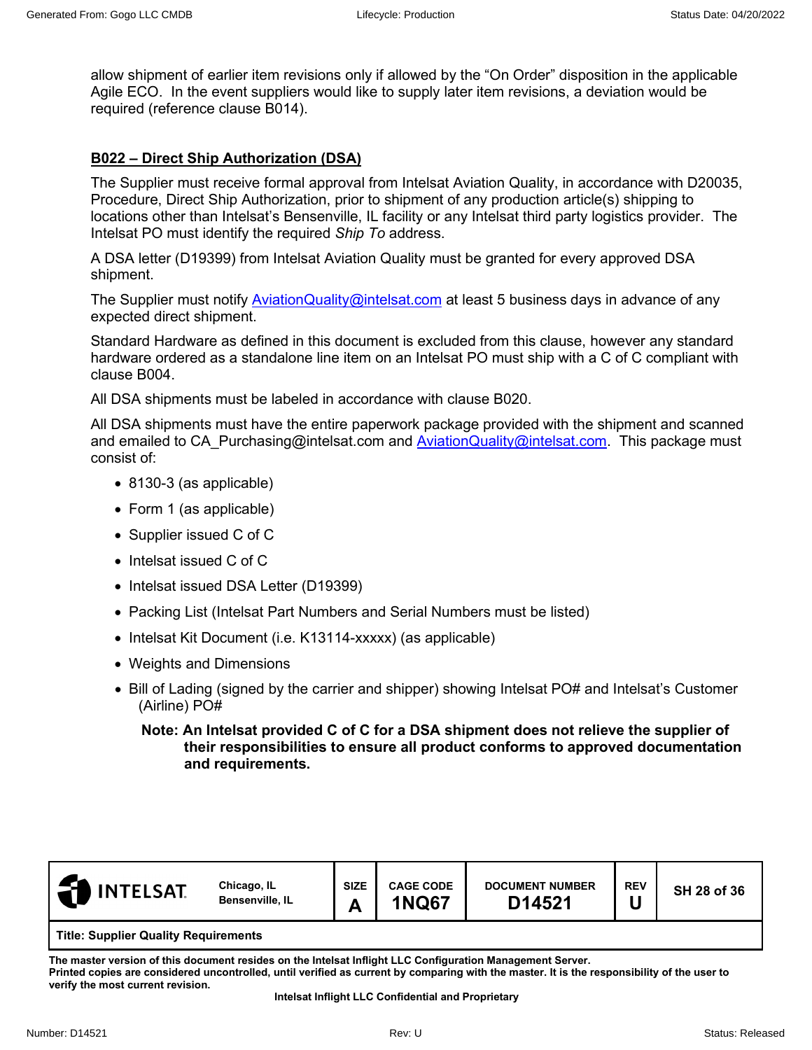allow shipment of earlier item revisions only if allowed by the "On Order" disposition in the applicable Agile ECO. In the event suppliers would like to supply later item revisions, a deviation would be required (reference clause B014).

## B022 – Direct Ship Authorization (DSA)

The Supplier must receive formal approval from Intelsat Aviation Quality, in accordance with D20035, Procedure, Direct Ship Authorization, prior to shipment of any production article(s) shipping to locations other than Intelsat's Bensenville, IL facility or any Intelsat third party logistics provider. The Intelsat PO must identify the required *Ship To* address.

A DSA letter (D19399) from Intelsat Aviation Quality must be granted for every approved DSA shipment.

The Supplier must notify AviationQuality@intelsat.com at least 5 business days in advance of any expected direct shipment.

Standard Hardware as defined in this document is excluded from this clause, however any standard hardware ordered as a standalone line item on an Intelsat PO must ship with a C of C compliant with clause B004.

All DSA shipments must be labeled in accordance with clause B020.

All DSA shipments must have the entire paperwork package provided with the shipment and scanned and emailed to CA_Purchasing@intelsat.com and AviationQuality@intelsat.com. This package must consist of:

- 8130-3 (as applicable)
- Form 1 (as applicable)
- Supplier issued C of C
- Intelsat issued C of C
- Intelsat issued DSA Letter (D19399)
- Packing List (Intelsat Part Numbers and Serial Numbers must be listed)
- Intelsat Kit Document (i.e. K13114-xxxxx) (as applicable)
- Weights and Dimensions
- Bill of Lading (signed by the carrier and shipper) showing Intelsat PO# and Intelsat's Customer (Airline) PO#

**Note: An Intelsat provided C of C for a DSA shipment does not relieve the supplier of their responsibilities to ensure all product conforms to approved documentation and requirements.**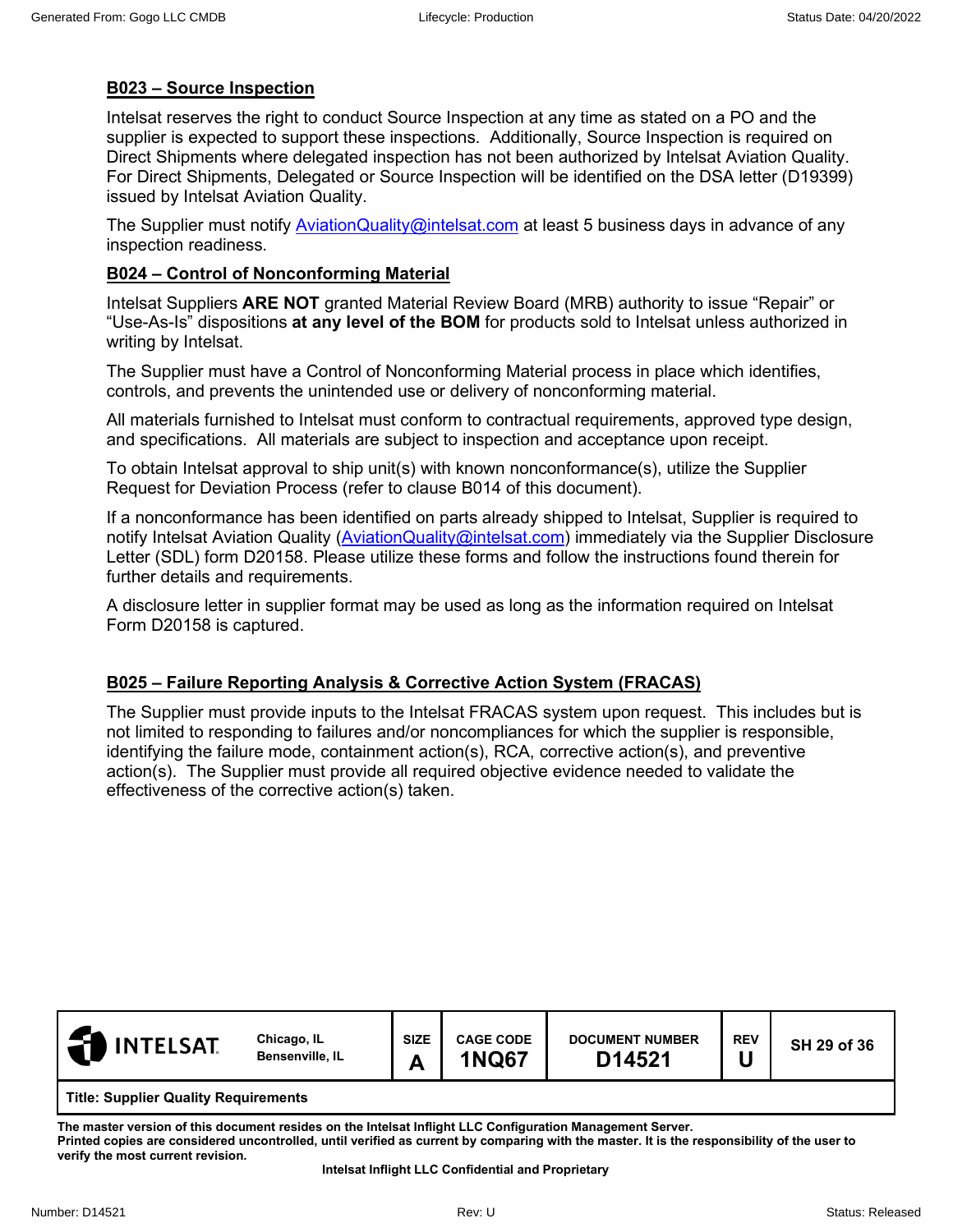## B023 – Source Inspection

Intelsat reserves the right to conduct Source Inspection at any time as stated on a PO and the supplier is expected to support these inspections. Additionally, Source Inspection is required on Direct Shipments where delegated inspection has not been authorized by Intelsat Aviation Quality. For Direct Shipments, Delegated or Source Inspection will be identified on the DSA letter (D19399) issued by Intelsat Aviation Quality.

The Supplier must notify AviationQuality@intelsat.com at least 5 business days in advance of any inspection readiness.

## B024 – Control of Nonconforming Material

Intelsat Suppliers **ARE NOT** granted Material Review Board (MRB) authority to issue "Repair" or "Use-As-Is" dispositions **at any level of the BOM** for products sold to Intelsat unless authorized in writing by Intelsat.

The Supplier must have a Control of Nonconforming Material process in place which identifies, controls, and prevents the unintended use or delivery of nonconforming material.

All materials furnished to Intelsat must conform to contractual requirements, approved type design, and specifications. All materials are subject to inspection and acceptance upon receipt.

To obtain Intelsat approval to ship unit(s) with known nonconformance(s), utilize the Supplier Request for Deviation Process (refer to clause B014 of this document).

If a nonconformance has been identified on parts already shipped to Intelsat, Supplier is required to notify Intelsat Aviation Quality (AviationQuality@intelsat.com) immediately via the Supplier Disclosure Letter (SDL) form D20158. Please utilize these forms and follow the instructions found therein for further details and requirements.

A disclosure letter in supplier format may be used as long as the information required on Intelsat Form D20158 is captured.

## B025 – Failure Reporting Analysis & Corrective Action System (FRACAS)

The Supplier must provide inputs to the Intelsat FRACAS system upon request. This includes but is not limited to responding to failures and/or noncompliances for which the supplier is responsible, identifying the failure mode, containment action(s), RCA, corrective action(s), and preventive action(s). The Supplier must provide all required objective evidence needed to validate the effectiveness of the corrective action(s) taken.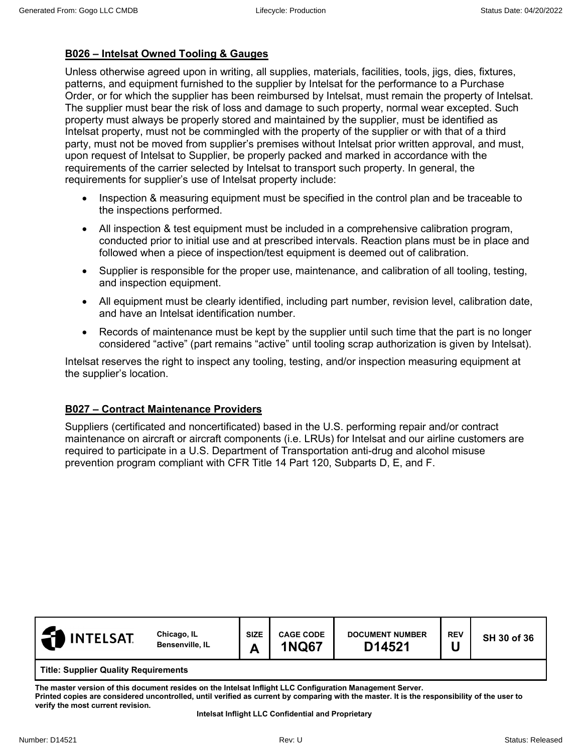## B026 – Intelsat Owned Tooling & Gauges

Unless otherwise agreed upon in writing, all supplies, materials, facilities, tools, jigs, dies, fixtures, patterns, and equipment furnished to the supplier by Intelsat for the performance to a Purchase Order, or for which the supplier has been reimbursed by Intelsat, must remain the property of Intelsat. The supplier must bear the risk of loss and damage to such property, normal wear excepted. Such property must always be properly stored and maintained by the supplier, must be identified as Intelsat property, must not be commingled with the property of the supplier or with that of a third party, must not be moved from supplier's premises without Intelsat prior written approval, and must, upon request of Intelsat to Supplier, be properly packed and marked in accordance with the requirements of the carrier selected by Intelsat to transport such property. In general, the requirements for supplier's use of Intelsat property include:

- Inspection & measuring equipment must be specified in the control plan and be traceable to the inspections performed.
- All inspection & test equipment must be included in a comprehensive calibration program, conducted prior to initial use and at prescribed intervals. Reaction plans must be in place and followed when a piece of inspection/test equipment is deemed out of calibration.
- Supplier is responsible for the proper use, maintenance, and calibration of all tooling, testing, and inspection equipment.
- All equipment must be clearly identified, including part number, revision level, calibration date, and have an Intelsat identification number.
- Records of maintenance must be kept by the supplier until such time that the part is no longer considered "active" (part remains "active" until tooling scrap authorization is given by Intelsat).

Intelsat reserves the right to inspect any tooling, testing, and/or inspection measuring equipment at the supplier's location.

## B027 – Contract Maintenance Providers

Suppliers (certificated and noncertificated) based in the U.S. performing repair and/or contract maintenance on aircraft or aircraft components (i.e. LRUs) for Intelsat and our airline customers are required to participate in a U.S. Department of Transportation anti-drug and alcohol misuse prevention program compliant with CFR Title 14 Part 120, Subparts D, E, and F.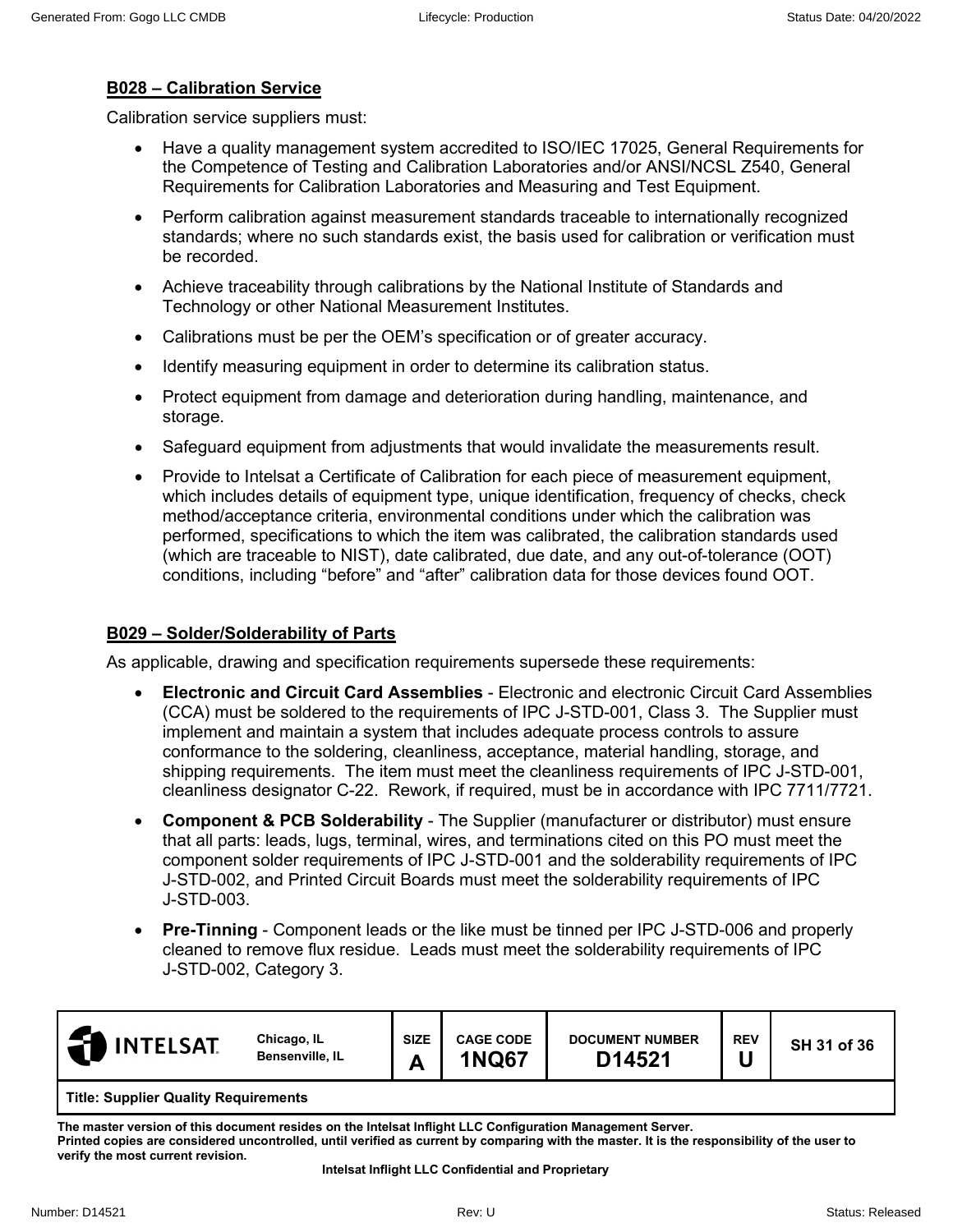**B028 – Calibration Service**

Calibration service suppliers must:

- Have a quality management system accredited to ISO/IEC 17025, General Requirements for the Competence of Testing and Calibration Laboratories and/or ANSI/NCSL Z540, General Requirements for Calibration Laboratories and Measuring and Test Equipment.
- Perform calibration against measurement standards traceable to internationally recognized standards; where no such standards exist, the basis used for calibration or verification must be recorded.
- Achieve traceability through calibrations by the National Institute of Standards and Technology or other National Measurement Institutes.
- Calibrations must be per the OEM's specification or of greater accuracy.
- Identify measuring equipment in order to determine its calibration status.
- Protect equipment from damage and deterioration during handling, maintenance, and storage.
- Safeguard equipment from adjustments that would invalidate the measurements result.
- Provide to Intelsat a Certificate of Calibration for each piece of measurement equipment, which includes details of equipment type, unique identification, frequency of checks, check method/acceptance criteria, environmental conditions under which the calibration was performed, specifications to which the item was calibrated, the calibration standards used (which are traceable to NIST), date calibrated, due date, and any out-of-tolerance (OOT) conditions, including "before" and "after" calibration data for those devices found OOT.

**B029 – Solder/Solderability of Parts**

As applicable, drawing and specification requirements supersede these requirements:

- **Electronic and Circuit Card Assemblies** - Electronic and electronic Circuit Card Assemblies (CCA) must be soldered to the requirements of IPC J-STD-001, Class 3. The Supplier must implement and maintain a system that includes adequate process controls to assure conformance to the soldering, cleanliness, acceptance, material handling, storage, and shipping requirements. The item must meet the cleanliness requirements of IPC J-STD-001, cleanliness designator C-22. Rework, if required, must be in accordance with IPC 7711/7721.
- **Component & PCB Solderability** - The Supplier (manufacturer or distributor) must ensure that all parts: leads, lugs, terminal, wires, and terminations cited on this PO must meet the component solder requirements of IPC J-STD-001 and the solderability requirements of IPC J-STD-002, and Printed Circuit Boards must meet the solderability requirements of IPC J-STD-003.
- **Pre-Tinning** - Component leads or the like must be tinned per IPC J-STD-006 and properly cleaned to remove flux residue. Leads must meet the solderability requirements of IPC J-STD-002, Category 3.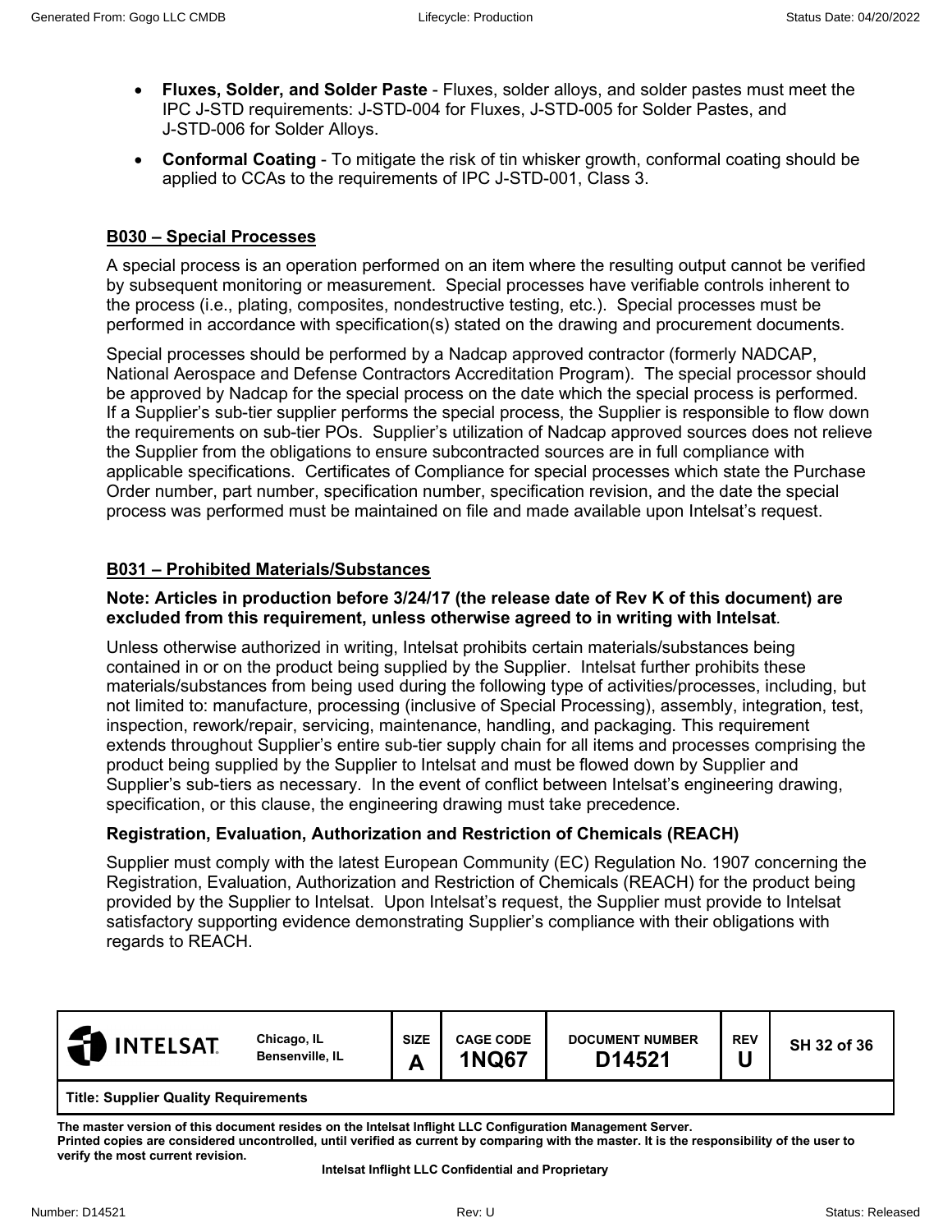- **Fluxes, Solder, and Solder Paste** - Fluxes, solder alloys, and solder pastes must meet the IPC J-STD requirements: J-STD-004 for Fluxes, J-STD-005 for Solder Pastes, and J-STD-006 for Solder Alloys.
- **Conformal Coating** - To mitigate the risk of tin whisker growth, conformal coating should be applied to CCAs to the requirements of IPC J-STD-001, Class 3.

## B030 – Special Processes

A special process is an operation performed on an item where the resulting output cannot be verified by subsequent monitoring or measurement. Special processes have verifiable controls inherent to the process (i.e., plating, composites, nondestructive testing, etc.). Special processes must be performed in accordance with specification(s) stated on the drawing and procurement documents.

Special processes should be performed by a Nadcap approved contractor (formerly NADCAP, National Aerospace and Defense Contractors Accreditation Program). The special processor should be approved by Nadcap for the special process on the date which the special process is performed. If a Supplier's sub-tier supplier performs the special process, the Supplier is responsible to flow down the requirements on sub-tier POs. Supplier's utilization of Nadcap approved sources does not relieve the Supplier from the obligations to ensure subcontracted sources are in full compliance with applicable specifications. Certificates of Compliance for special processes which state the Purchase Order number, part number, specification number, specification revision, and the date the special process was performed must be maintained on file and made available upon Intelsat's request.

## B031 – Prohibited Materials/Substances

**Note: Articles in production before 3/24/17 (the release date of Rev K of this document) are excluded from this requirement, unless otherwise agreed to in writing with Intelsat**.

Unless otherwise authorized in writing, Intelsat prohibits certain materials/substances being contained in or on the product being supplied by the Supplier. Intelsat further prohibits these materials/substances from being used during the following type of activities/processes, including, but not limited to: manufacture, processing (inclusive of Special Processing), assembly, integration, test, inspection, rework/repair, servicing, maintenance, handling, and packaging. This requirement extends throughout Supplier's entire sub-tier supply chain for all items and processes comprising the product being supplied by the Supplier to Intelsat and must be flowed down by Supplier and Supplier's sub-tiers as necessary. In the event of conflict between Intelsat's engineering drawing, specification, or this clause, the engineering drawing must take precedence.

### Registration, Evaluation, Authorization and Restriction of Chemicals (REACH)

Supplier must comply with the latest European Community (EC) Regulation No. 1907 concerning the Registration, Evaluation, Authorization and Restriction of Chemicals (REACH) for the product being provided by the Supplier to Intelsat. Upon Intelsat's request, the Supplier must provide to Intelsat satisfactory supporting evidence demonstrating Supplier's compliance with their obligations with regards to REACH.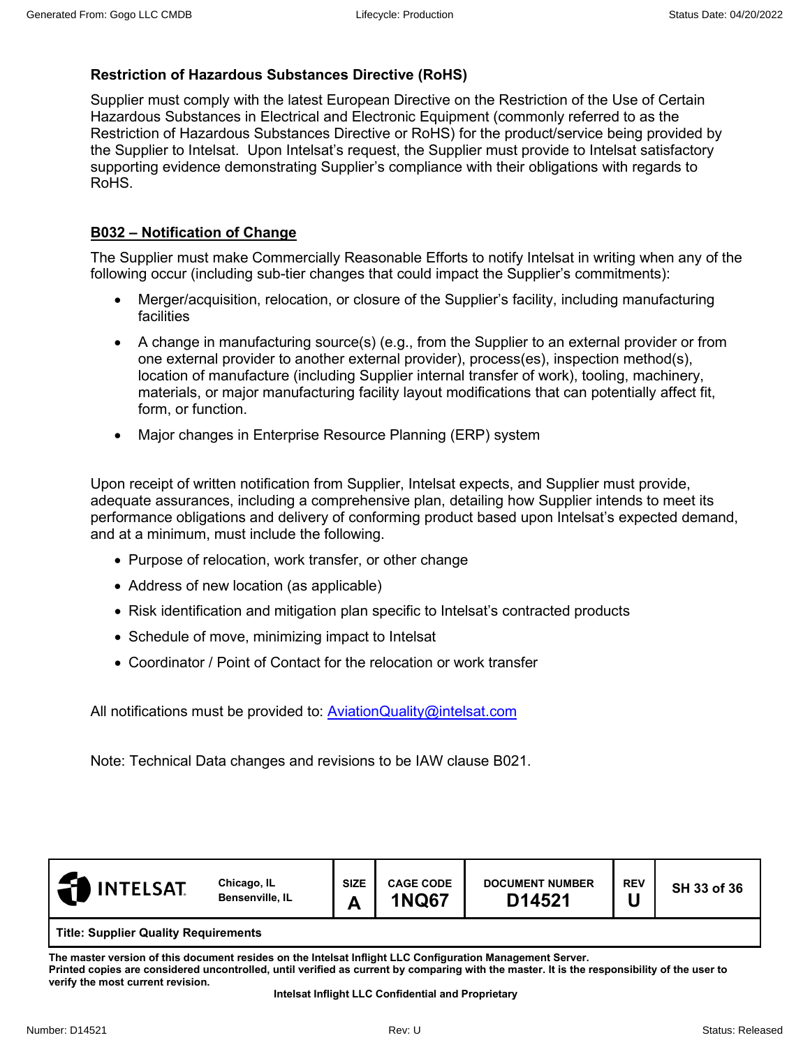### Restriction of Hazardous Substances Directive (RoHS)

Supplier must comply with the latest European Directive on the Restriction of the Use of Certain Hazardous Substances in Electrical and Electronic Equipment (commonly referred to as the Restriction of Hazardous Substances Directive or RoHS) for the product/service being provided by the Supplier to Intelsat. Upon Intelsat's request, the Supplier must provide to Intelsat satisfactory supporting evidence demonstrating Supplier's compliance with their obligations with regards to RoHS.

### B032 – Notification of Change

The Supplier must make Commercially Reasonable Efforts to notify Intelsat in writing when any of the following occur (including sub-tier changes that could impact the Supplier's commitments):

- Merger/acquisition, relocation, or closure of the Supplier's facility, including manufacturing facilities
- A change in manufacturing source(s) (e.g., from the Supplier to an external provider or from one external provider to another external provider), process(es), inspection method(s), location of manufacture (including Supplier internal transfer of work), tooling, machinery, materials, or major manufacturing facility layout modifications that can potentially affect fit, form, or function.
- Major changes in Enterprise Resource Planning (ERP) system

Upon receipt of written notification from Supplier, Intelsat expects, and Supplier must provide, adequate assurances, including a comprehensive plan, detailing how Supplier intends to meet its performance obligations and delivery of conforming product based upon Intelsat's expected demand, and at a minimum, must include the following.

- Purpose of relocation, work transfer, or other change
- Address of new location (as applicable)
- Risk identification and mitigation plan specific to Intelsat's contracted products
- Schedule of move, minimizing impact to Intelsat
- Coordinator / Point of Contact for the relocation or work transfer

All notifications must be provided to: AviationQuality@intelsat.com

Note: Technical Data changes and revisions to be IAW clause B021.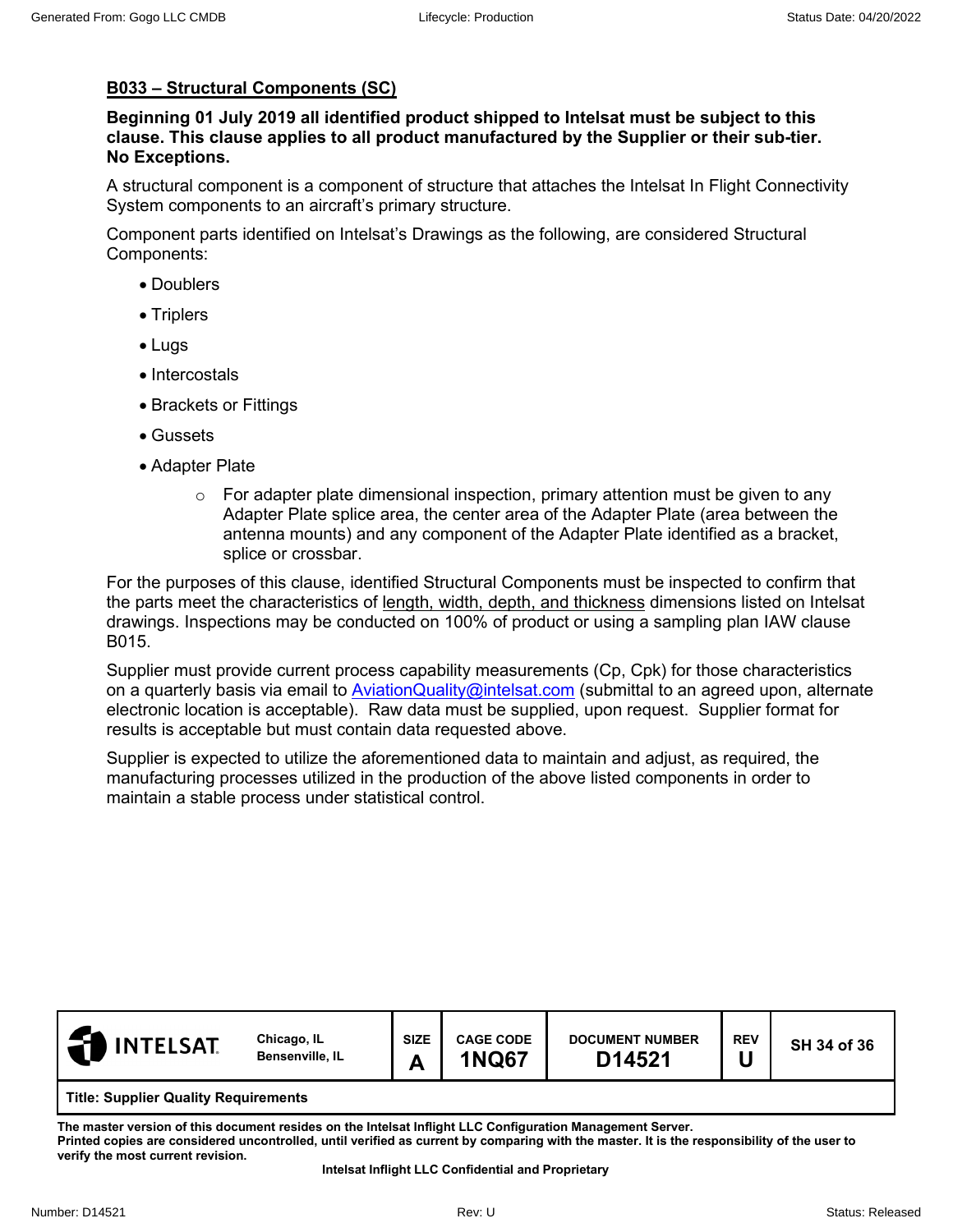## B033 – Structural Components (SC)

**Beginning 01 July 2019 all identified product shipped to Intelsat must be subject to this clause. This clause applies to all product manufactured by the Supplier or their sub-tier. No Exceptions.**

A structural component is a component of structure that attaches the Intelsat In Flight Connectivity System components to an aircraft's primary structure.

Component parts identified on Intelsat's Drawings as the following, are considered Structural Components:

- Doublers
- Triplers
- Lugs
- Intercostals
- Brackets or Fittings
- Gussets
- Adapter Plate
  - For adapter plate dimensional inspection, primary attention must be given to any Adapter Plate splice area, the center area of the Adapter Plate (area between the antenna mounts) and any component of the Adapter Plate identified as a bracket, splice or crossbar.

For the purposes of this clause, identified Structural Components must be inspected to confirm that the parts meet the characteristics of <u>length, width, depth, and thickness</u> dimensions listed on Intelsat drawings. Inspections may be conducted on 100% of product or using a sampling plan IAW clause B015.

Supplier must provide current process capability measurements (Cp, Cpk) for those characteristics on a quarterly basis via email to AviationQuality@intelsat.com (submittal to an agreed upon, alternate electronic location is acceptable). Raw data must be supplied, upon request. Supplier format for results is acceptable but must contain data requested above.

Supplier is expected to utilize the aforementioned data to maintain and adjust, as required, the manufacturing processes utilized in the production of the above listed components in order to maintain a stable process under statistical control.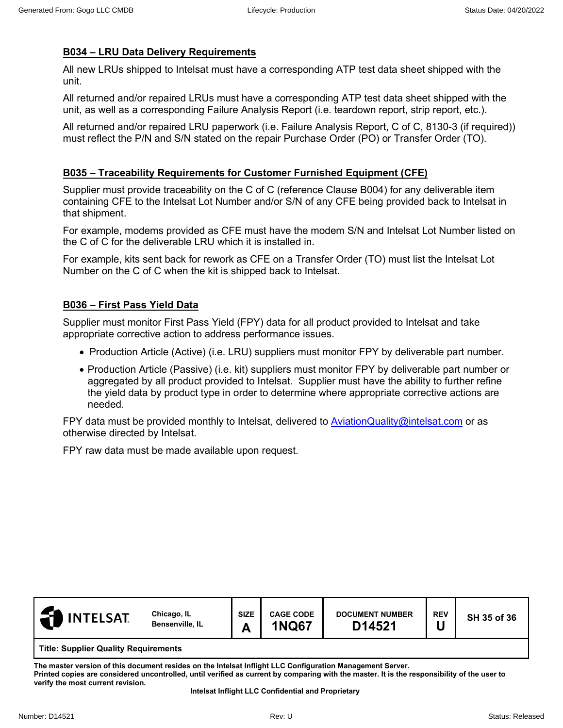## B034 – LRU Data Delivery Requirements

All new LRUs shipped to Intelsat must have a corresponding ATP test data sheet shipped with the unit.

All returned and/or repaired LRUs must have a corresponding ATP test data sheet shipped with the unit, as well as a corresponding Failure Analysis Report (i.e. teardown report, strip report, etc.).

All returned and/or repaired LRU paperwork (i.e. Failure Analysis Report, C of C, 8130-3 (if required)) must reflect the P/N and S/N stated on the repair Purchase Order (PO) or Transfer Order (TO).

## B035 – Traceability Requirements for Customer Furnished Equipment (CFE)

Supplier must provide traceability on the C of C (reference Clause B004) for any deliverable item containing CFE to the Intelsat Lot Number and/or S/N of any CFE being provided back to Intelsat in that shipment.

For example, modems provided as CFE must have the modem S/N and Intelsat Lot Number listed on the C of C for the deliverable LRU which it is installed in.

For example, kits sent back for rework as CFE on a Transfer Order (TO) must list the Intelsat Lot Number on the C of C when the kit is shipped back to Intelsat.

## B036 – First Pass Yield Data

Supplier must monitor First Pass Yield (FPY) data for all product provided to Intelsat and take appropriate corrective action to address performance issues.

- Production Article (Active) (i.e. LRU) suppliers must monitor FPY by deliverable part number.
- Production Article (Passive) (i.e. kit) suppliers must monitor FPY by deliverable part number or aggregated by all product provided to Intelsat. Supplier must have the ability to further refine the yield data by product type in order to determine where appropriate corrective actions are needed.

FPY data must be provided monthly to Intelsat, delivered to AviationQuality@intelsat.com or as otherwise directed by Intelsat.

FPY raw data must be made available upon request.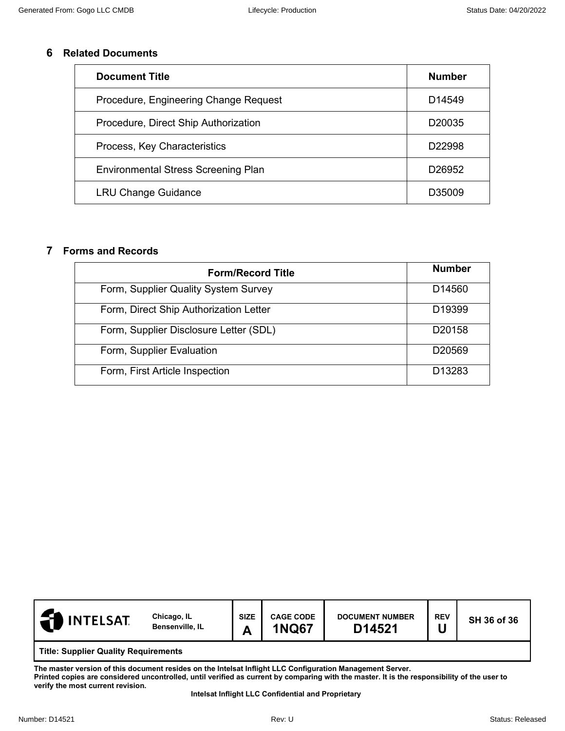## 6 Related Documents

| Document Title | Number |
|---|---|
| Procedure, Engineering Change Request | D14549 |
| Procedure, Direct Ship Authorization | D20035 |
| Process, Key Characteristics | D22998 |
| Environmental Stress Screening Plan | D26952 |
| LRU Change Guidance | D35009 |

## 7 Forms and Records

| Form/Record Title | Number |
|---|---|
| Form, Supplier Quality System Survey | D14560 |
| Form, Direct Ship Authorization Letter | D19399 |
| Form, Supplier Disclosure Letter (SDL) | D20158 |
| Form, Supplier Evaluation | D20569 |
| Form, First Article Inspection | D13283 |